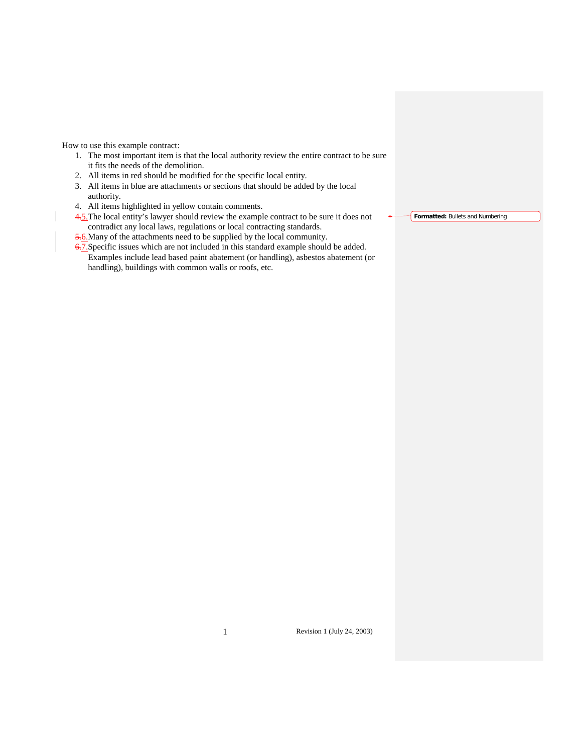How to use this example contract:

1. The most important item is that the local authority review the entire contract to be sure it fits the needs of the demolition.
2. All items in red should be modified for the specific local entity.
3. All items in blue are attachments or sections that should be added by the local authority.
4. All items highlighted in yellow contain comments.
5. The local entity's lawyer should review the example contract to be sure it does not contradict any local laws, regulations or local contracting standards.
6. Many of the attachments need to be supplied by the local community.
7. Specific issues which are not included in this standard example should be added. Examples include lead based paint abatement (or handling), asbestos abatement (or handling), buildings with common walls or roofs, etc.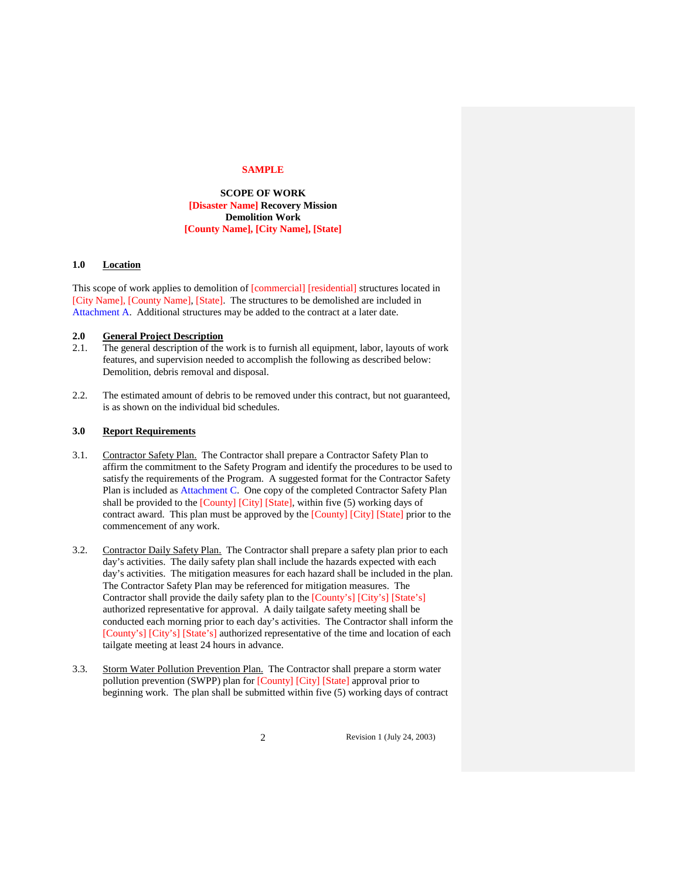**SAMPLE**

**SCOPE OF WORK**
**[Disaster Name] Recovery Mission**
**Demolition Work**
**[County Name], [City Name], [State]**

## 1.0 Location

This scope of work applies to demolition of [commercial] [residential] structures located in [City Name], [County Name], [State]. The structures to be demolished are included in Attachment A. Additional structures may be added to the contract at a later date.

## 2.0 General Project Description

2.1. The general description of the work is to furnish all equipment, labor, layouts of work features, and supervision needed to accomplish the following as described below: Demolition, debris removal and disposal.

2.2. The estimated amount of debris to be removed under this contract, but not guaranteed, is as shown on the individual bid schedules.

## 3.0 Report Requirements

3.1. Contractor Safety Plan. The Contractor shall prepare a Contractor Safety Plan to affirm the commitment to the Safety Program and identify the procedures to be used to satisfy the requirements of the Program. A suggested format for the Contractor Safety Plan is included as Attachment C. One copy of the completed Contractor Safety Plan shall be provided to the [County] [City] [State], within five (5) working days of contract award. This plan must be approved by the [County] [City] [State] prior to the commencement of any work.

3.2. Contractor Daily Safety Plan. The Contractor shall prepare a safety plan prior to each day's activities. The daily safety plan shall include the hazards expected with each day's activities. The mitigation measures for each hazard shall be included in the plan. The Contractor Safety Plan may be referenced for mitigation measures. The Contractor shall provide the daily safety plan to the [County's] [City's] [State's] authorized representative for approval. A daily tailgate safety meeting shall be conducted each morning prior to each day's activities. The Contractor shall inform the [County's] [City's] [State's] authorized representative of the time and location of each tailgate meeting at least 24 hours in advance.

3.3. Storm Water Pollution Prevention Plan. The Contractor shall prepare a storm water pollution prevention (SWPP) plan for [County] [City] [State] approval prior to beginning work. The plan shall be submitted within five (5) working days of contract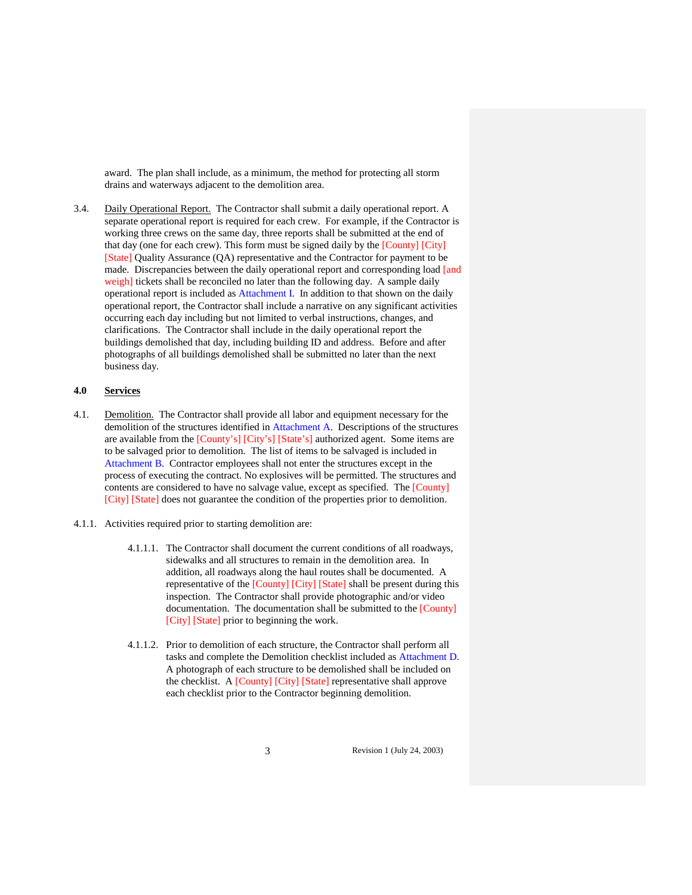award. The plan shall include, as a minimum, the method for protecting all storm drains and waterways adjacent to the demolition area.

3.4. Daily Operational Report. The Contractor shall submit a daily operational report. A separate operational report is required for each crew. For example, if the Contractor is working three crews on the same day, three reports shall be submitted at the end of that day (one for each crew). This form must be signed daily by the [County] [City] [State] Quality Assurance (QA) representative and the Contractor for payment to be made. Discrepancies between the daily operational report and corresponding load [and weigh] tickets shall be reconciled no later than the following day. A sample daily operational report is included as Attachment I. In addition to that shown on the daily operational report, the Contractor shall include a narrative on any significant activities occurring each day including but not limited to verbal instructions, changes, and clarifications. The Contractor shall include in the daily operational report the buildings demolished that day, including building ID and address. Before and after photographs of all buildings demolished shall be submitted no later than the next business day.

## 4.0 Services

4.1. Demolition. The Contractor shall provide all labor and equipment necessary for the demolition of the structures identified in Attachment A. Descriptions of the structures are available from the [County's] [City's] [State's] authorized agent. Some items are to be salvaged prior to demolition. The list of items to be salvaged is included in Attachment B. Contractor employees shall not enter the structures except in the process of executing the contract. No explosives will be permitted. The structures and contents are considered to have no salvage value, except as specified. The [County] [City] [State] does not guarantee the condition of the properties prior to demolition.

4.1.1. Activities required prior to starting demolition are:

4.1.1.1. The Contractor shall document the current conditions of all roadways, sidewalks and all structures to remain in the demolition area. In addition, all roadways along the haul routes shall be documented. A representative of the [County] [City] [State] shall be present during this inspection. The Contractor shall provide photographic and/or video documentation. The documentation shall be submitted to the [County] [City] [State] prior to beginning the work.

4.1.1.2. Prior to demolition of each structure, the Contractor shall perform all tasks and complete the Demolition checklist included as Attachment D. A photograph of each structure to be demolished shall be included on the checklist. A [County] [City] [State] representative shall approve each checklist prior to the Contractor beginning demolition.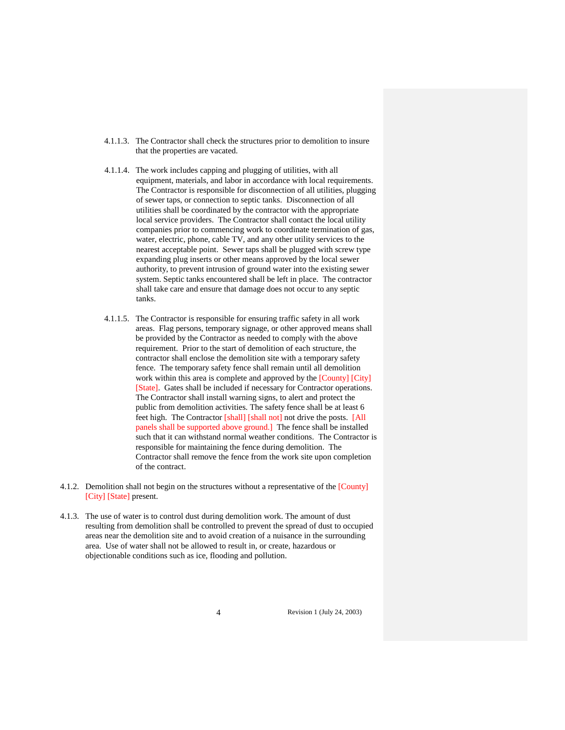4.1.1.3. The Contractor shall check the structures prior to demolition to insure that the properties are vacated.

4.1.1.4. The work includes capping and plugging of utilities, with all equipment, materials, and labor in accordance with local requirements. The Contractor is responsible for disconnection of all utilities, plugging of sewer taps, or connection to septic tanks. Disconnection of all utilities shall be coordinated by the contractor with the appropriate local service providers. The Contractor shall contact the local utility companies prior to commencing work to coordinate termination of gas, water, electric, phone, cable TV, and any other utility services to the nearest acceptable point. Sewer taps shall be plugged with screw type expanding plug inserts or other means approved by the local sewer authority, to prevent intrusion of ground water into the existing sewer system. Septic tanks encountered shall be left in place. The contractor shall take care and ensure that damage does not occur to any septic tanks.

4.1.1.5. The Contractor is responsible for ensuring traffic safety in all work areas. Flag persons, temporary signage, or other approved means shall be provided by the Contractor as needed to comply with the above requirement. Prior to the start of demolition of each structure, the contractor shall enclose the demolition site with a temporary safety fence. The temporary safety fence shall remain until all demolition work within this area is complete and approved by the [County] [City] [State]. Gates shall be included if necessary for Contractor operations. The Contractor shall install warning signs, to alert and protect the public from demolition activities. The safety fence shall be at least 6 feet high. The Contractor [shall] [shall not] not drive the posts. [All panels shall be supported above ground.] The fence shall be installed such that it can withstand normal weather conditions. The Contractor is responsible for maintaining the fence during demolition. The Contractor shall remove the fence from the work site upon completion of the contract.

4.1.2. Demolition shall not begin on the structures without a representative of the [County] [City] [State] present.

4.1.3. The use of water is to control dust during demolition work. The amount of dust resulting from demolition shall be controlled to prevent the spread of dust to occupied areas near the demolition site and to avoid creation of a nuisance in the surrounding area. Use of water shall not be allowed to result in, or create, hazardous or objectionable conditions such as ice, flooding and pollution.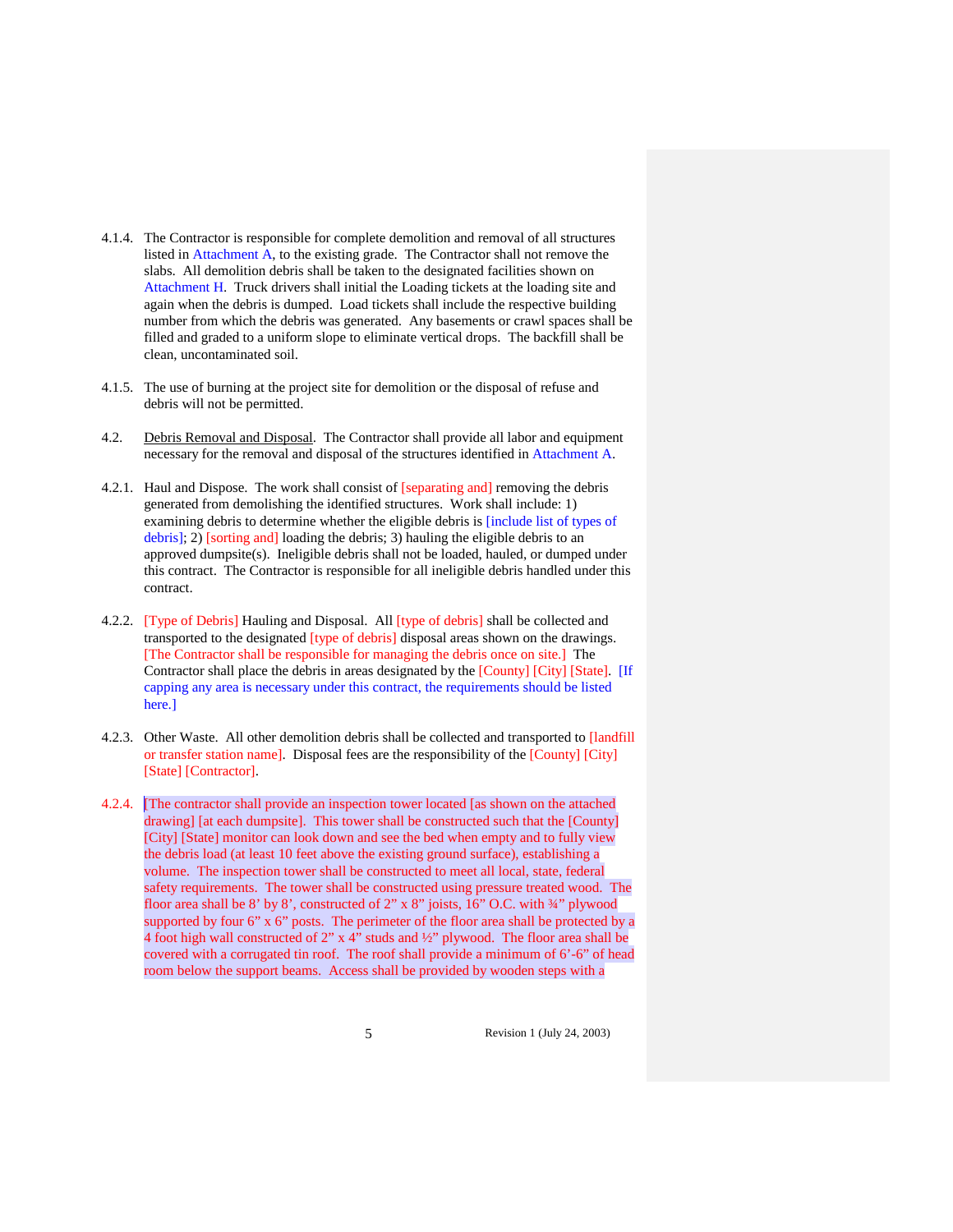4.1.4. The Contractor is responsible for complete demolition and removal of all structures listed in Attachment A, to the existing grade. The Contractor shall not remove the slabs. All demolition debris shall be taken to the designated facilities shown on Attachment H. Truck drivers shall initial the Loading tickets at the loading site and again when the debris is dumped. Load tickets shall include the respective building number from which the debris was generated. Any basements or crawl spaces shall be filled and graded to a uniform slope to eliminate vertical drops. The backfill shall be clean, uncontaminated soil.

4.1.5. The use of burning at the project site for demolition or the disposal of refuse and debris will not be permitted.

4.2. Debris Removal and Disposal. The Contractor shall provide all labor and equipment necessary for the removal and disposal of the structures identified in Attachment A.

4.2.1. Haul and Dispose. The work shall consist of [separating and] removing the debris generated from demolishing the identified structures. Work shall include: 1) examining debris to determine whether the eligible debris is [include list of types of debris]; 2) [sorting and] loading the debris; 3) hauling the eligible debris to an approved dumpsite(s). Ineligible debris shall not be loaded, hauled, or dumped under this contract. The Contractor is responsible for all ineligible debris handled under this contract.

4.2.2. [Type of Debris] Hauling and Disposal. All [type of debris] shall be collected and transported to the designated [type of debris] disposal areas shown on the drawings. [The Contractor shall be responsible for managing the debris once on site.] The Contractor shall place the debris in areas designated by the [County] [City] [State]. [If capping any area is necessary under this contract, the requirements should be listed here.]

4.2.3. Other Waste. All other demolition debris shall be collected and transported to [landfill or transfer station name]. Disposal fees are the responsibility of the [County] [City] [State] [Contractor].

4.2.4. [The contractor shall provide an inspection tower located [as shown on the attached drawing] [at each dumpsite]. This tower shall be constructed such that the [County] [City] [State] monitor can look down and see the bed when empty and to fully view the debris load (at least 10 feet above the existing ground surface), establishing a volume. The inspection tower shall be constructed to meet all local, state, federal safety requirements. The tower shall be constructed using pressure treated wood. The floor area shall be 8' by 8', constructed of 2" x 8" joists, 16" O.C. with ¾" plywood supported by four 6" x 6" posts. The perimeter of the floor area shall be protected by a 4 foot high wall constructed of 2" x 4" studs and ½" plywood. The floor area shall be covered with a corrugated tin roof. The roof shall provide a minimum of 6'-6" of head room below the support beams. Access shall be provided by wooden steps with a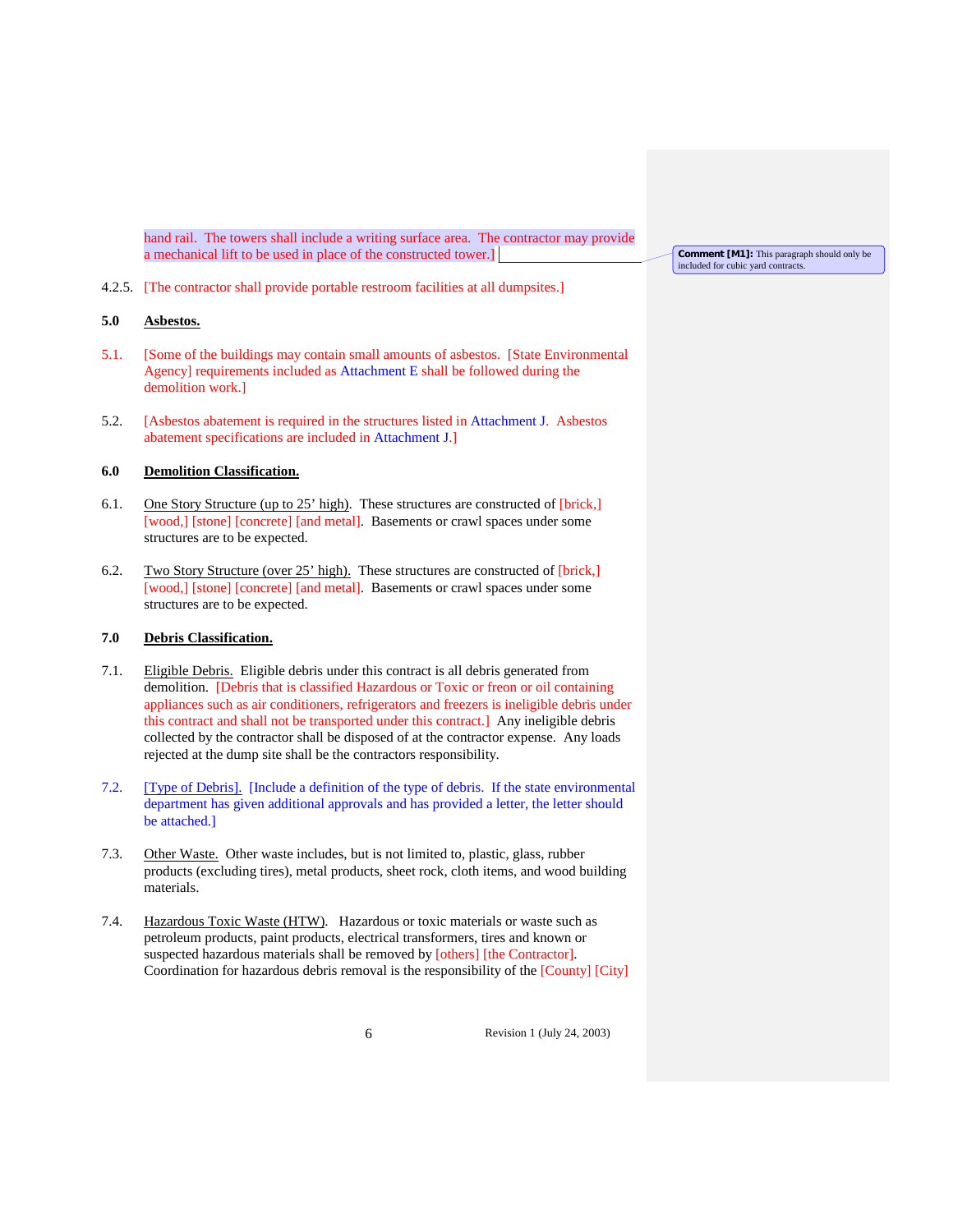hand rail. The towers shall include a writing surface area. The contractor may provide a mechanical lift to be used in place of the constructed tower.]

**Comment [M1]:** This paragraph should only be included for cubic yard contracts.

4.2.5. [The contractor shall provide portable restroom facilities at all dumpsites.]

## 5.0 Asbestos.

5.1. [Some of the buildings may contain small amounts of asbestos. [State Environmental Agency] requirements included as Attachment E shall be followed during the demolition work.]

5.2. [Asbestos abatement is required in the structures listed in Attachment J. Asbestos abatement specifications are included in Attachment J.]

## 6.0 Demolition Classification.

6.1. One Story Structure (up to 25' high). These structures are constructed of [brick,] [wood,] [stone] [concrete] [and metal]. Basements or crawl spaces under some structures are to be expected.

6.2. Two Story Structure (over 25' high). These structures are constructed of [brick,] [wood,] [stone] [concrete] [and metal]. Basements or crawl spaces under some structures are to be expected.

## 7.0 Debris Classification.

7.1. Eligible Debris. Eligible debris under this contract is all debris generated from demolition. [Debris that is classified Hazardous or Toxic or freon or oil containing appliances such as air conditioners, refrigerators and freezers is ineligible debris under this contract and shall not be transported under this contract.] Any ineligible debris collected by the contractor shall be disposed of at the contractor expense. Any loads rejected at the dump site shall be the contractors responsibility.

7.2. [Type of Debris]. [Include a definition of the type of debris. If the state environmental department has given additional approvals and has provided a letter, the letter should be attached.]

7.3. Other Waste. Other waste includes, but is not limited to, plastic, glass, rubber products (excluding tires), metal products, sheet rock, cloth items, and wood building materials.

7.4. Hazardous Toxic Waste (HTW). Hazardous or toxic materials or waste such as petroleum products, paint products, electrical transformers, tires and known or suspected hazardous materials shall be removed by [others] [the Contractor]. Coordination for hazardous debris removal is the responsibility of the [County] [City]

Revision 1 (July 24, 2003)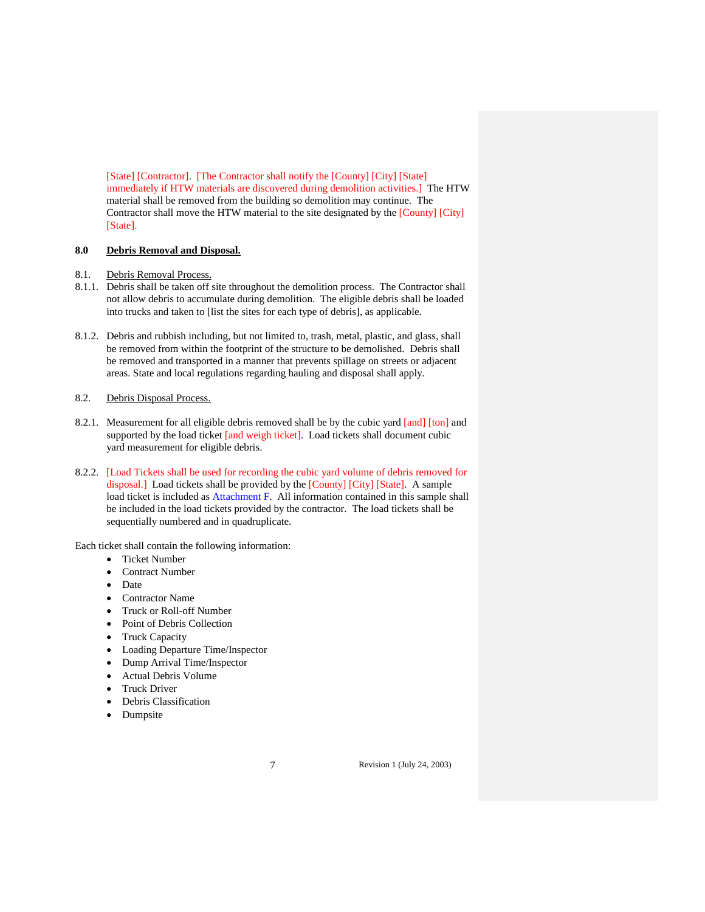[State] [Contractor]. [The Contractor shall notify the [County] [City] [State] immediately if HTW materials are discovered during demolition activities.] The HTW material shall be removed from the building so demolition may continue. The Contractor shall move the HTW material to the site designated by the [County] [City] [State].

## 8.0 Debris Removal and Disposal.

8.1. Debris Removal Process.

8.1.1. Debris shall be taken off site throughout the demolition process. The Contractor shall not allow debris to accumulate during demolition. The eligible debris shall be loaded into trucks and taken to [list the sites for each type of debris], as applicable.

8.1.2. Debris and rubbish including, but not limited to, trash, metal, plastic, and glass, shall be removed from within the footprint of the structure to be demolished. Debris shall be removed and transported in a manner that prevents spillage on streets or adjacent areas. State and local regulations regarding hauling and disposal shall apply.

8.2. Debris Disposal Process.

8.2.1. Measurement for all eligible debris removed shall be by the cubic yard [and] [ton] and supported by the load ticket [and weigh ticket]. Load tickets shall document cubic yard measurement for eligible debris.

8.2.2. [Load Tickets shall be used for recording the cubic yard volume of debris removed for disposal.] Load tickets shall be provided by the [County] [City] [State]. A sample load ticket is included as Attachment F. All information contained in this sample shall be included in the load tickets provided by the contractor. The load tickets shall be sequentially numbered and in quadruplicate.

Each ticket shall contain the following information:

- Ticket Number
- Contract Number
- Date
- Contractor Name
- Truck or Roll-off Number
- Point of Debris Collection
- Truck Capacity
- Loading Departure Time/Inspector
- Dump Arrival Time/Inspector
- Actual Debris Volume
- Truck Driver
- Debris Classification
- Dumpsite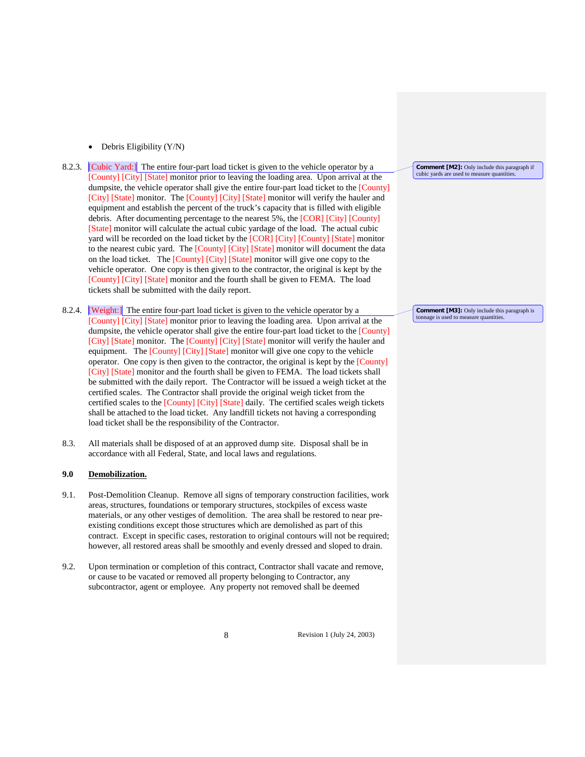- Debris Eligibility (Y/N)

8.2.3. [Cubic Yard:] The entire four-part load ticket is given to the vehicle operator by a [County] [City] [State] monitor prior to leaving the loading area. Upon arrival at the dumpsite, the vehicle operator shall give the entire four-part load ticket to the [County] [City] [State] monitor. The [County] [City] [State] monitor will verify the hauler and equipment and establish the percent of the truck's capacity that is filled with eligible debris. After documenting percentage to the nearest 5%, the [COR] [City] [County] [State] monitor will calculate the actual cubic yardage of the load. The actual cubic yard will be recorded on the load ticket by the [COR] [City] [County] [State] monitor to the nearest cubic yard. The [County] [City] [State] monitor will document the data on the load ticket. The [County] [City] [State] monitor will give one copy to the vehicle operator. One copy is then given to the contractor, the original is kept by the [County] [City] [State] monitor and the fourth shall be given to FEMA. The load tickets shall be submitted with the daily report.

> **Comment [M2]:** Only include this paragraph if cubic yards are used to measure quantities.

8.2.4. [Weight:] The entire four-part load ticket is given to the vehicle operator by a [County] [City] [State] monitor prior to leaving the loading area. Upon arrival at the dumpsite, the vehicle operator shall give the entire four-part load ticket to the [County] [City] [State] monitor. The [County] [City] [State] monitor will verify the hauler and equipment. The [County] [City] [State] monitor will give one copy to the vehicle operator. One copy is then given to the contractor, the original is kept by the [County] [City] [State] monitor and the fourth shall be given to FEMA. The load tickets shall be submitted with the daily report. The Contractor will be issued a weigh ticket at the certified scales. The Contractor shall provide the original weigh ticket from the certified scales to the [County] [City] [State] daily. The certified scales weigh tickets shall be attached to the load ticket. Any landfill tickets not having a corresponding load ticket shall be the responsibility of the Contractor.

> **Comment [M3]:** Only include this paragraph is tonnage is used to measure quantities.

8.3. All materials shall be disposed of at an approved dump site. Disposal shall be in accordance with all Federal, State, and local laws and regulations.

## 9.0 Demobilization.

9.1. Post-Demolition Cleanup. Remove all signs of temporary construction facilities, work areas, structures, foundations or temporary structures, stockpiles of excess waste materials, or any other vestiges of demolition. The area shall be restored to near pre-existing conditions except those structures which are demolished as part of this contract. Except in specific cases, restoration to original contours will not be required; however, all restored areas shall be smoothly and evenly dressed and sloped to drain.

9.2. Upon termination or completion of this contract, Contractor shall vacate and remove, or cause to be vacated or removed all property belonging to Contractor, any subcontractor, agent or employee. Any property not removed shall be deemed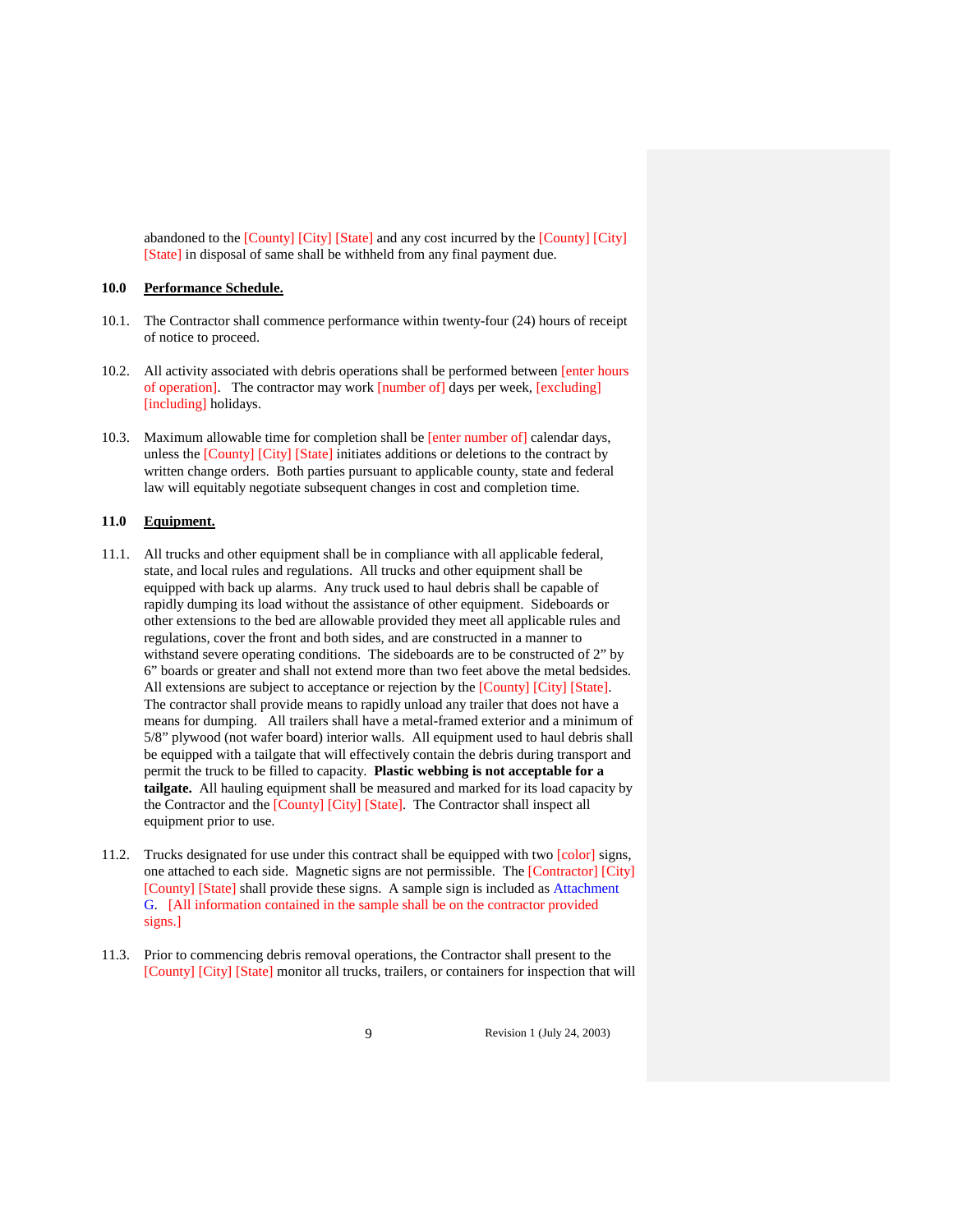abandoned to the [County] [City] [State] and any cost incurred by the [County] [City] [State] in disposal of same shall be withheld from any final payment due.

**10.0 Performance Schedule.**

10.1. The Contractor shall commence performance within twenty-four (24) hours of receipt of notice to proceed.

10.2. All activity associated with debris operations shall be performed between [enter hours of operation]. The contractor may work [number of] days per week, [excluding] [including] holidays.

10.3. Maximum allowable time for completion shall be [enter number of] calendar days, unless the [County] [City] [State] initiates additions or deletions to the contract by written change orders. Both parties pursuant to applicable county, state and federal law will equitably negotiate subsequent changes in cost and completion time.

**11.0 Equipment.**

11.1. All trucks and other equipment shall be in compliance with all applicable federal, state, and local rules and regulations. All trucks and other equipment shall be equipped with back up alarms. Any truck used to haul debris shall be capable of rapidly dumping its load without the assistance of other equipment. Sideboards or other extensions to the bed are allowable provided they meet all applicable rules and regulations, cover the front and both sides, and are constructed in a manner to withstand severe operating conditions. The sideboards are to be constructed of 2" by 6" boards or greater and shall not extend more than two feet above the metal bedsides. All extensions are subject to acceptance or rejection by the [County] [City] [State]. The contractor shall provide means to rapidly unload any trailer that does not have a means for dumping. All trailers shall have a metal-framed exterior and a minimum of 5/8" plywood (not wafer board) interior walls. All equipment used to haul debris shall be equipped with a tailgate that will effectively contain the debris during transport and permit the truck to be filled to capacity. **Plastic webbing is not acceptable for a tailgate.** All hauling equipment shall be measured and marked for its load capacity by the Contractor and the [County] [City] [State]. The Contractor shall inspect all equipment prior to use.

11.2. Trucks designated for use under this contract shall be equipped with two [color] signs, one attached to each side. Magnetic signs are not permissible. The [Contractor] [City] [County] [State] shall provide these signs. A sample sign is included as Attachment G. [All information contained in the sample shall be on the contractor provided signs.]

11.3. Prior to commencing debris removal operations, the Contractor shall present to the [County] [City] [State] monitor all trucks, trailers, or containers for inspection that will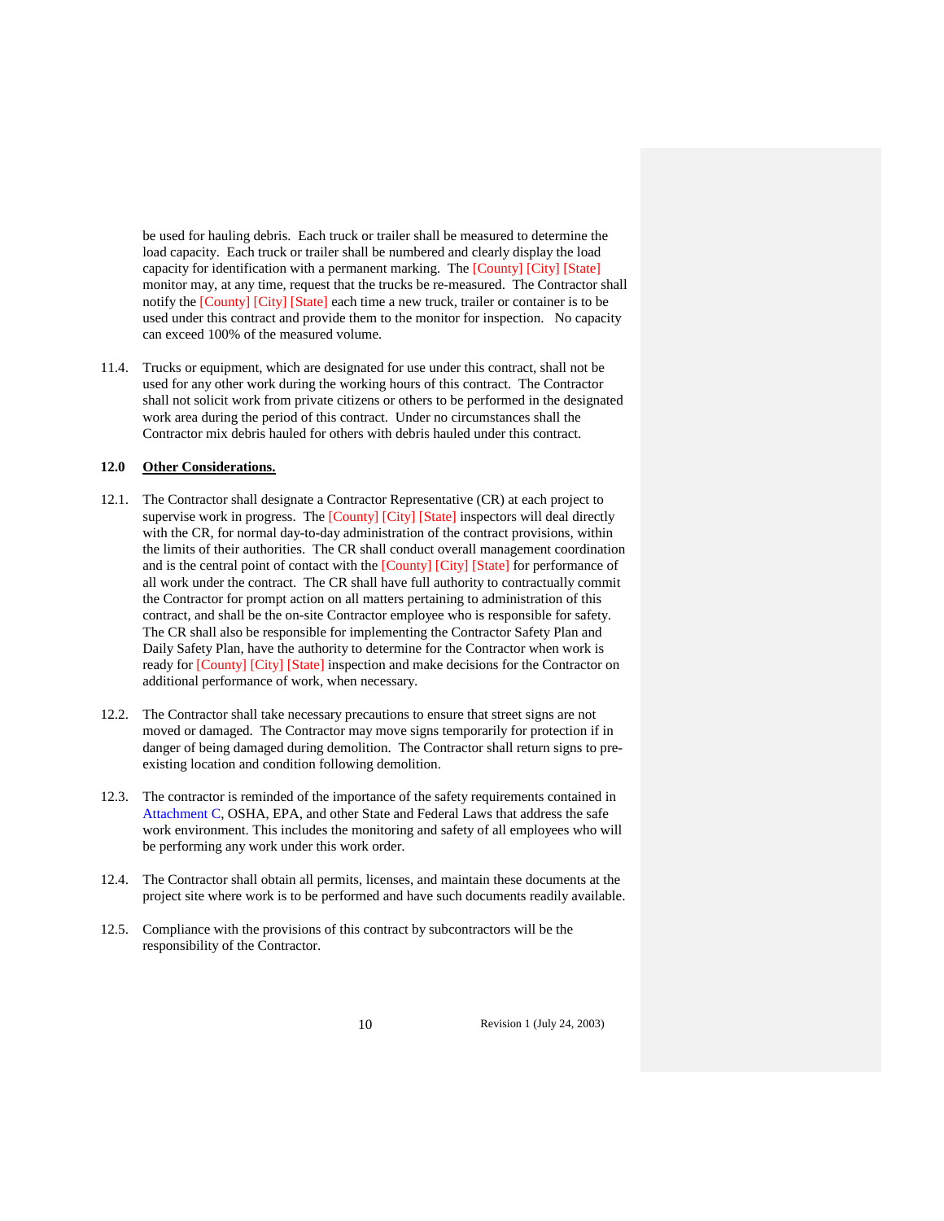be used for hauling debris. Each truck or trailer shall be measured to determine the load capacity. Each truck or trailer shall be numbered and clearly display the load capacity for identification with a permanent marking. The [County] [City] [State] monitor may, at any time, request that the trucks be re-measured. The Contractor shall notify the [County] [City] [State] each time a new truck, trailer or container is to be used under this contract and provide them to the monitor for inspection. No capacity can exceed 100% of the measured volume.

11.4. Trucks or equipment, which are designated for use under this contract, shall not be used for any other work during the working hours of this contract. The Contractor shall not solicit work from private citizens or others to be performed in the designated work area during the period of this contract. Under no circumstances shall the Contractor mix debris hauled for others with debris hauled under this contract.

## 12.0 <u>Other Considerations.</u>

12.1. The Contractor shall designate a Contractor Representative (CR) at each project to supervise work in progress. The [County] [City] [State] inspectors will deal directly with the CR, for normal day-to-day administration of the contract provisions, within the limits of their authorities. The CR shall conduct overall management coordination and is the central point of contact with the [County] [City] [State] for performance of all work under the contract. The CR shall have full authority to contractually commit the Contractor for prompt action on all matters pertaining to administration of this contract, and shall be the on-site Contractor employee who is responsible for safety. The CR shall also be responsible for implementing the Contractor Safety Plan and Daily Safety Plan, have the authority to determine for the Contractor when work is ready for [County] [City] [State] inspection and make decisions for the Contractor on additional performance of work, when necessary.

12.2. The Contractor shall take necessary precautions to ensure that street signs are not moved or damaged. The Contractor may move signs temporarily for protection if in danger of being damaged during demolition. The Contractor shall return signs to pre-existing location and condition following demolition.

12.3. The contractor is reminded of the importance of the safety requirements contained in Attachment C, OSHA, EPA, and other State and Federal Laws that address the safe work environment. This includes the monitoring and safety of all employees who will be performing any work under this work order.

12.4. The Contractor shall obtain all permits, licenses, and maintain these documents at the project site where work is to be performed and have such documents readily available.

12.5. Compliance with the provisions of this contract by subcontractors will be the responsibility of the Contractor.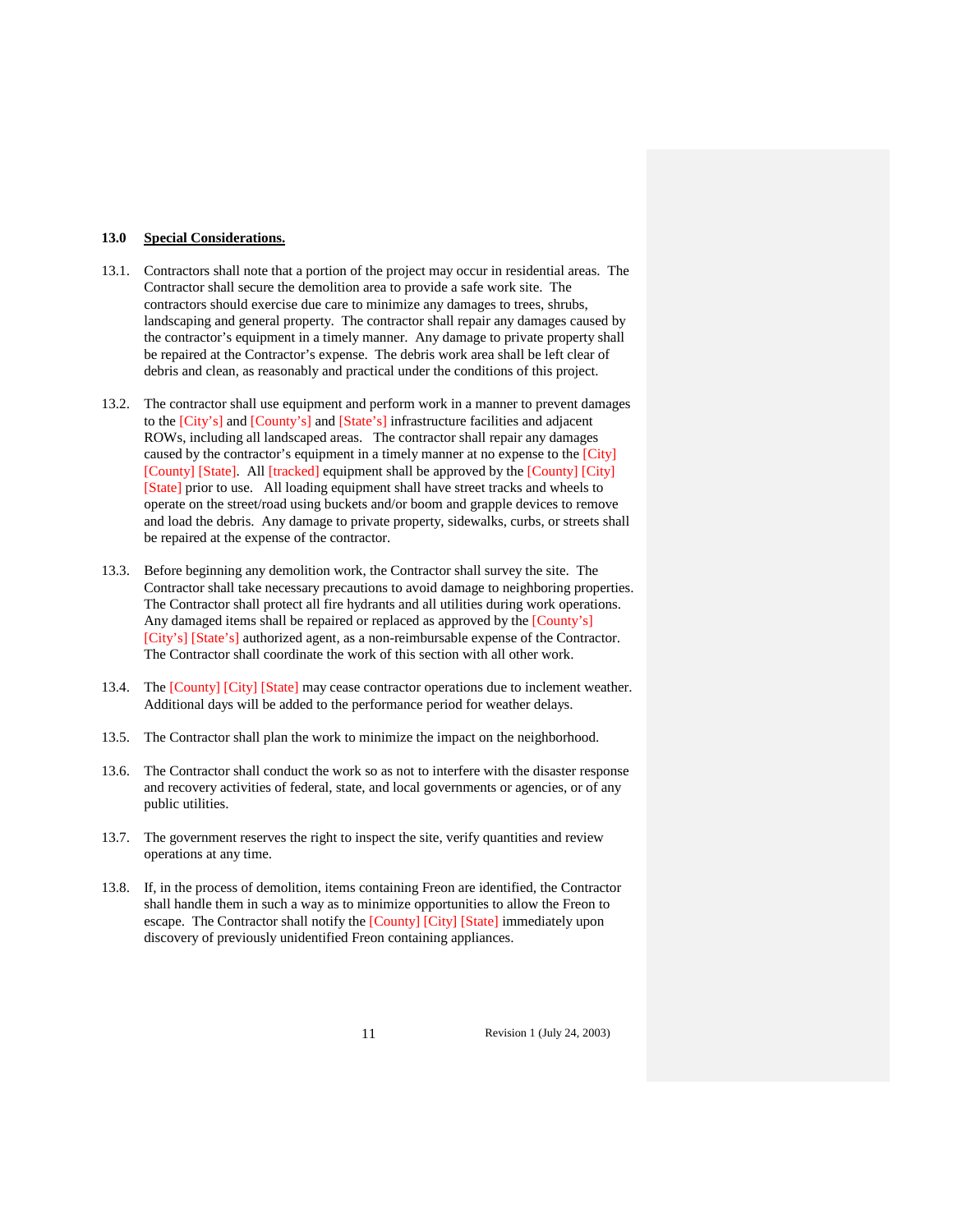## 13.0 <u>Special Considerations.</u>

13.1. Contractors shall note that a portion of the project may occur in residential areas. The Contractor shall secure the demolition area to provide a safe work site. The contractors should exercise due care to minimize any damages to trees, shrubs, landscaping and general property. The contractor shall repair any damages caused by the contractor's equipment in a timely manner. Any damage to private property shall be repaired at the Contractor's expense. The debris work area shall be left clear of debris and clean, as reasonably and practical under the conditions of this project.

13.2. The contractor shall use equipment and perform work in a manner to prevent damages to the [City's] and [County's] and [State's] infrastructure facilities and adjacent ROWs, including all landscaped areas. The contractor shall repair any damages caused by the contractor's equipment in a timely manner at no expense to the [City] [County] [State]. All [tracked] equipment shall be approved by the [County] [City] [State] prior to use. All loading equipment shall have street tracks and wheels to operate on the street/road using buckets and/or boom and grapple devices to remove and load the debris. Any damage to private property, sidewalks, curbs, or streets shall be repaired at the expense of the contractor.

13.3. Before beginning any demolition work, the Contractor shall survey the site. The Contractor shall take necessary precautions to avoid damage to neighboring properties. The Contractor shall protect all fire hydrants and all utilities during work operations. Any damaged items shall be repaired or replaced as approved by the [County's] [City's] [State's] authorized agent, as a non-reimbursable expense of the Contractor. The Contractor shall coordinate the work of this section with all other work.

13.4. The [County] [City] [State] may cease contractor operations due to inclement weather. Additional days will be added to the performance period for weather delays.

13.5. The Contractor shall plan the work to minimize the impact on the neighborhood.

13.6. The Contractor shall conduct the work so as not to interfere with the disaster response and recovery activities of federal, state, and local governments or agencies, or of any public utilities.

13.7. The government reserves the right to inspect the site, verify quantities and review operations at any time.

13.8. If, in the process of demolition, items containing Freon are identified, the Contractor shall handle them in such a way as to minimize opportunities to allow the Freon to escape. The Contractor shall notify the [County] [City] [State] immediately upon discovery of previously unidentified Freon containing appliances.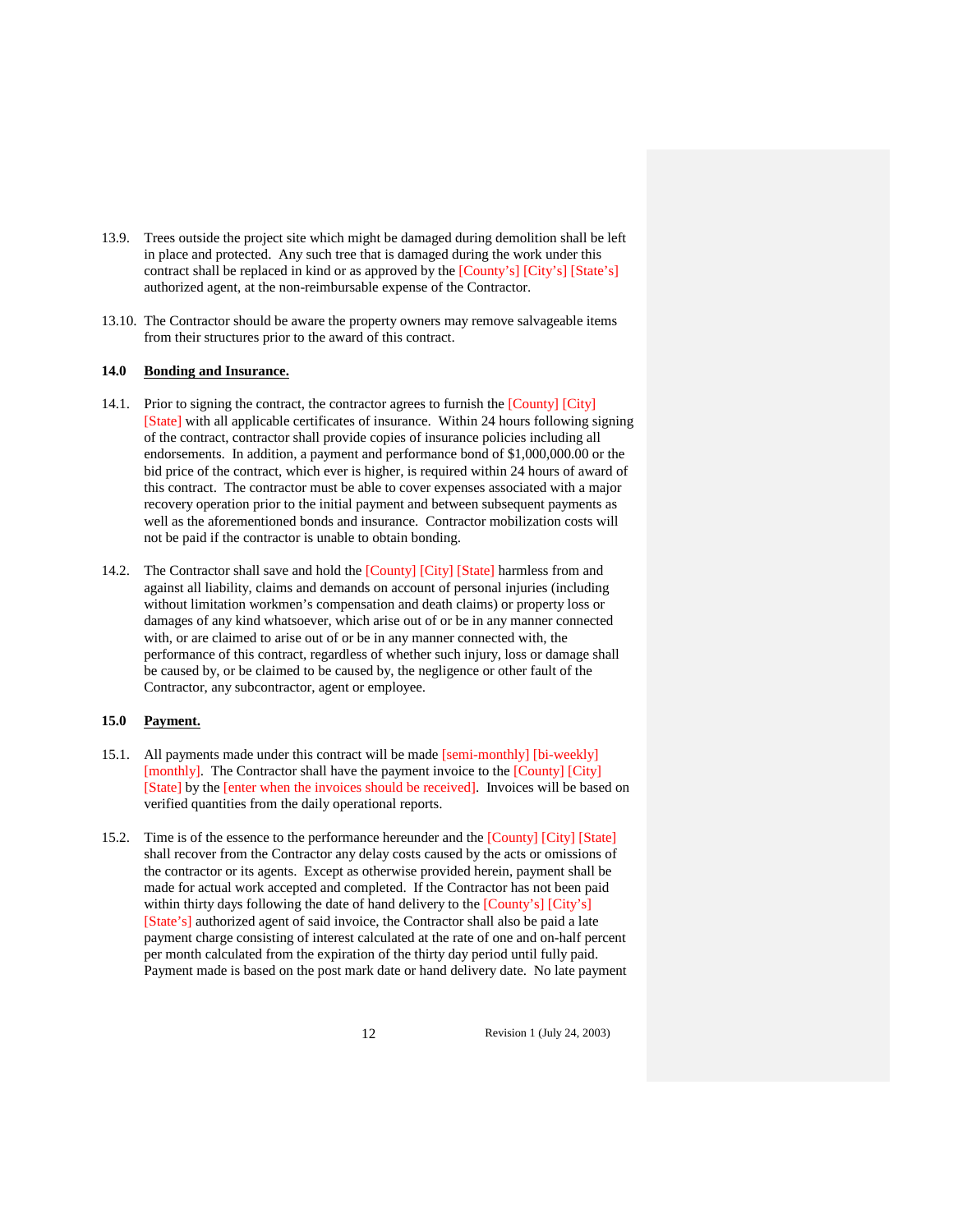13.9. Trees outside the project site which might be damaged during demolition shall be left in place and protected. Any such tree that is damaged during the work under this contract shall be replaced in kind or as approved by the [County's] [City's] [State's] authorized agent, at the non-reimbursable expense of the Contractor.

13.10. The Contractor should be aware the property owners may remove salvageable items from their structures prior to the award of this contract.

**14.0 Bonding and Insurance.**

14.1. Prior to signing the contract, the contractor agrees to furnish the [County] [City] [State] with all applicable certificates of insurance. Within 24 hours following signing of the contract, contractor shall provide copies of insurance policies including all endorsements. In addition, a payment and performance bond of $1,000,000.00 or the bid price of the contract, which ever is higher, is required within 24 hours of award of this contract. The contractor must be able to cover expenses associated with a major recovery operation prior to the initial payment and between subsequent payments as well as the aforementioned bonds and insurance. Contractor mobilization costs will not be paid if the contractor is unable to obtain bonding.

14.2. The Contractor shall save and hold the [County] [City] [State] harmless from and against all liability, claims and demands on account of personal injuries (including without limitation workmen's compensation and death claims) or property loss or damages of any kind whatsoever, which arise out of or be in any manner connected with, or are claimed to arise out of or be in any manner connected with, the performance of this contract, regardless of whether such injury, loss or damage shall be caused by, or be claimed to be caused by, the negligence or other fault of the Contractor, any subcontractor, agent or employee.

**15.0 Payment.**

15.1. All payments made under this contract will be made [semi-monthly] [bi-weekly] [monthly]. The Contractor shall have the payment invoice to the [County] [City] [State] by the [enter when the invoices should be received]. Invoices will be based on verified quantities from the daily operational reports.

15.2. Time is of the essence to the performance hereunder and the [County] [City] [State] shall recover from the Contractor any delay costs caused by the acts or omissions of the contractor or its agents. Except as otherwise provided herein, payment shall be made for actual work accepted and completed. If the Contractor has not been paid within thirty days following the date of hand delivery to the [County's] [City's] [State's] authorized agent of said invoice, the Contractor shall also be paid a late payment charge consisting of interest calculated at the rate of one and on-half percent per month calculated from the expiration of the thirty day period until fully paid. Payment made is based on the post mark date or hand delivery date. No late payment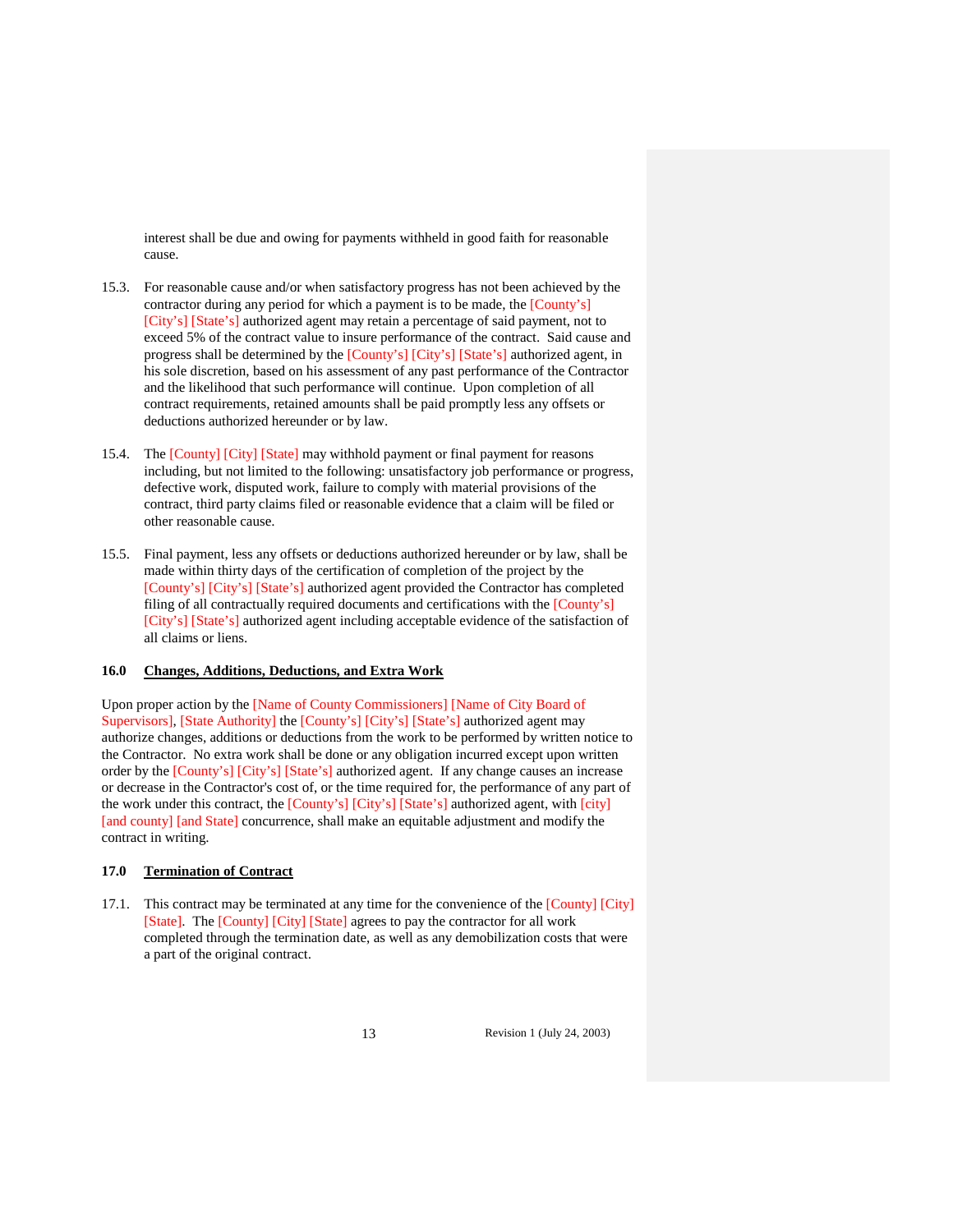interest shall be due and owing for payments withheld in good faith for reasonable cause.

15.3. For reasonable cause and/or when satisfactory progress has not been achieved by the contractor during any period for which a payment is to be made, the [County's] [City's] [State's] authorized agent may retain a percentage of said payment, not to exceed 5% of the contract value to insure performance of the contract. Said cause and progress shall be determined by the [County's] [City's] [State's] authorized agent, in his sole discretion, based on his assessment of any past performance of the Contractor and the likelihood that such performance will continue. Upon completion of all contract requirements, retained amounts shall be paid promptly less any offsets or deductions authorized hereunder or by law.

15.4. The [County] [City] [State] may withhold payment or final payment for reasons including, but not limited to the following: unsatisfactory job performance or progress, defective work, disputed work, failure to comply with material provisions of the contract, third party claims filed or reasonable evidence that a claim will be filed or other reasonable cause.

15.5. Final payment, less any offsets or deductions authorized hereunder or by law, shall be made within thirty days of the certification of completion of the project by the [County's] [City's] [State's] authorized agent provided the Contractor has completed filing of all contractually required documents and certifications with the [County's] [City's] [State's] authorized agent including acceptable evidence of the satisfaction of all claims or liens.

## 16.0 Changes, Additions, Deductions, and Extra Work

Upon proper action by the [Name of County Commissioners] [Name of City Board of Supervisors], [State Authority] the [County's] [City's] [State's] authorized agent may authorize changes, additions or deductions from the work to be performed by written notice to the Contractor. No extra work shall be done or any obligation incurred except upon written order by the [County's] [City's] [State's] authorized agent. If any change causes an increase or decrease in the Contractor's cost of, or the time required for, the performance of any part of the work under this contract, the [County's] [City's] [State's] authorized agent, with [city] [and county] [and State] concurrence, shall make an equitable adjustment and modify the contract in writing.

## 17.0 Termination of Contract

17.1. This contract may be terminated at any time for the convenience of the [County] [City] [State]. The [County] [City] [State] agrees to pay the contractor for all work completed through the termination date, as well as any demobilization costs that were a part of the original contract.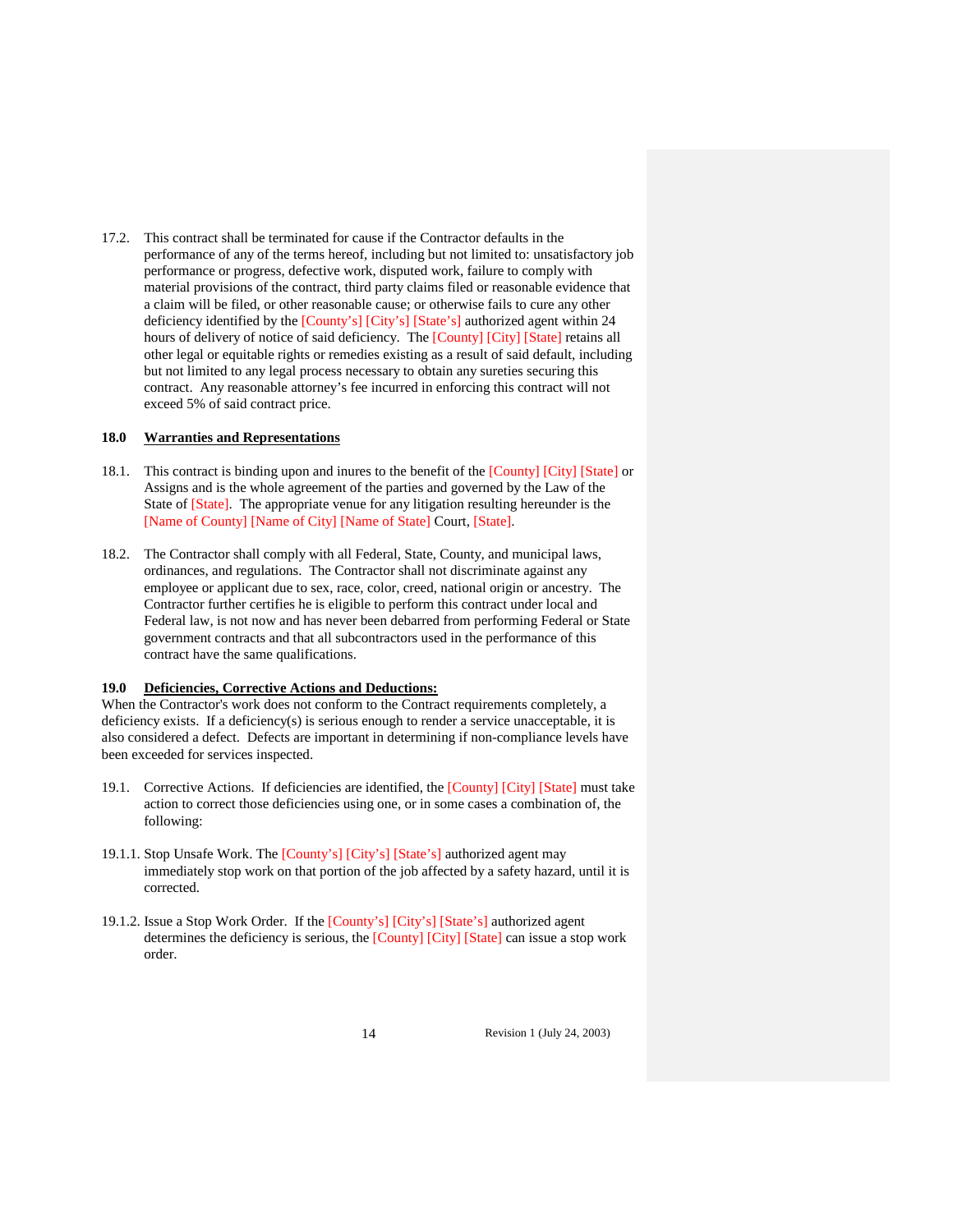17.2. This contract shall be terminated for cause if the Contractor defaults in the performance of any of the terms hereof, including but not limited to: unsatisfactory job performance or progress, defective work, disputed work, failure to comply with material provisions of the contract, third party claims filed or reasonable evidence that a claim will be filed, or other reasonable cause; or otherwise fails to cure any other deficiency identified by the [County's] [City's] [State's] authorized agent within 24 hours of delivery of notice of said deficiency. The [County] [City] [State] retains all other legal or equitable rights or remedies existing as a result of said default, including but not limited to any legal process necessary to obtain any sureties securing this contract. Any reasonable attorney's fee incurred in enforcing this contract will not exceed 5% of said contract price.

## 18.0 Warranties and Representations

18.1. This contract is binding upon and inures to the benefit of the [County] [City] [State] or Assigns and is the whole agreement of the parties and governed by the Law of the State of [State]. The appropriate venue for any litigation resulting hereunder is the [Name of County] [Name of City] [Name of State] Court, [State].

18.2. The Contractor shall comply with all Federal, State, County, and municipal laws, ordinances, and regulations. The Contractor shall not discriminate against any employee or applicant due to sex, race, color, creed, national origin or ancestry. The Contractor further certifies he is eligible to perform this contract under local and Federal law, is not now and has never been debarred from performing Federal or State government contracts and that all subcontractors used in the performance of this contract have the same qualifications.

## 19.0 Deficiencies, Corrective Actions and Deductions:

When the Contractor's work does not conform to the Contract requirements completely, a deficiency exists. If a deficiency(s) is serious enough to render a service unacceptable, it is also considered a defect. Defects are important in determining if non-compliance levels have been exceeded for services inspected.

19.1. Corrective Actions. If deficiencies are identified, the [County] [City] [State] must take action to correct those deficiencies using one, or in some cases a combination of, the following:

19.1.1. Stop Unsafe Work. The [County's] [City's] [State's] authorized agent may immediately stop work on that portion of the job affected by a safety hazard, until it is corrected.

19.1.2. Issue a Stop Work Order. If the [County's] [City's] [State's] authorized agent determines the deficiency is serious, the [County] [City] [State] can issue a stop work order.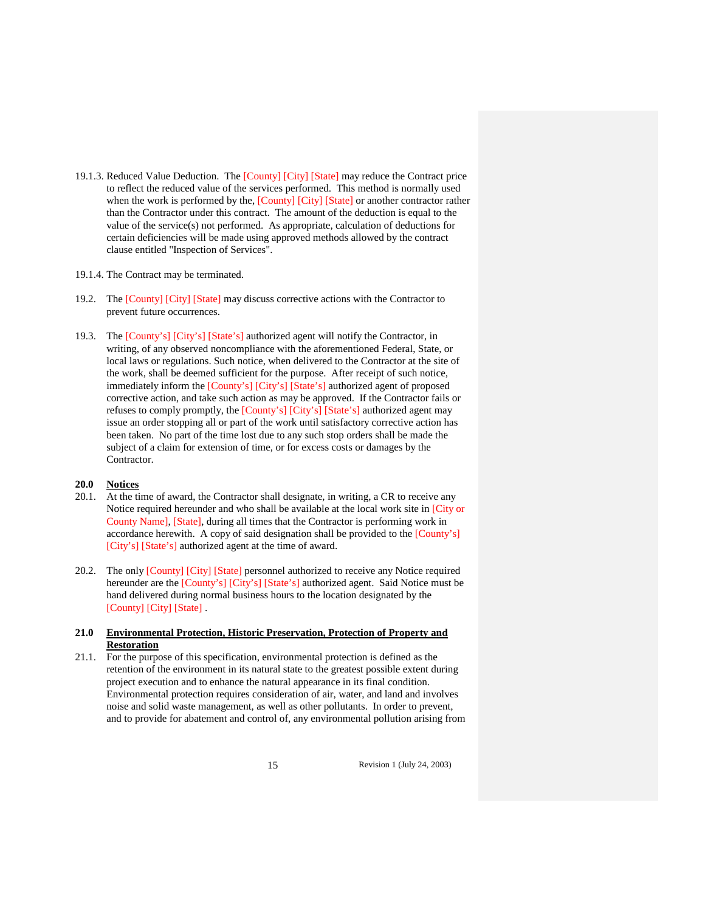19.1.3. Reduced Value Deduction. The [County] [City] [State] may reduce the Contract price to reflect the reduced value of the services performed. This method is normally used when the work is performed by the, [County] [City] [State] or another contractor rather than the Contractor under this contract. The amount of the deduction is equal to the value of the service(s) not performed. As appropriate, calculation of deductions for certain deficiencies will be made using approved methods allowed by the contract clause entitled "Inspection of Services".

19.1.4. The Contract may be terminated.

19.2. The [County] [City] [State] may discuss corrective actions with the Contractor to prevent future occurrences.

19.3. The [County's] [City's] [State's] authorized agent will notify the Contractor, in writing, of any observed noncompliance with the aforementioned Federal, State, or local laws or regulations. Such notice, when delivered to the Contractor at the site of the work, shall be deemed sufficient for the purpose. After receipt of such notice, immediately inform the [County's] [City's] [State's] authorized agent of proposed corrective action, and take such action as may be approved. If the Contractor fails or refuses to comply promptly, the [County's] [City's] [State's] authorized agent may issue an order stopping all or part of the work until satisfactory corrective action has been taken. No part of the time lost due to any such stop orders shall be made the subject of a claim for extension of time, or for excess costs or damages by the Contractor.

## 20.0 Notices

20.1. At the time of award, the Contractor shall designate, in writing, a CR to receive any Notice required hereunder and who shall be available at the local work site in [City or County Name], [State], during all times that the Contractor is performing work in accordance herewith. A copy of said designation shall be provided to the [County's] [City's] [State's] authorized agent at the time of award.

20.2. The only [County] [City] [State] personnel authorized to receive any Notice required hereunder are the [County's] [City's] [State's] authorized agent. Said Notice must be hand delivered during normal business hours to the location designated by the [County] [City] [State] .

## 21.0 Environmental Protection, Historic Preservation, Protection of Property and Restoration

21.1. For the purpose of this specification, environmental protection is defined as the retention of the environment in its natural state to the greatest possible extent during project execution and to enhance the natural appearance in its final condition. Environmental protection requires consideration of air, water, and land and involves noise and solid waste management, as well as other pollutants. In order to prevent, and to provide for abatement and control of, any environmental pollution arising from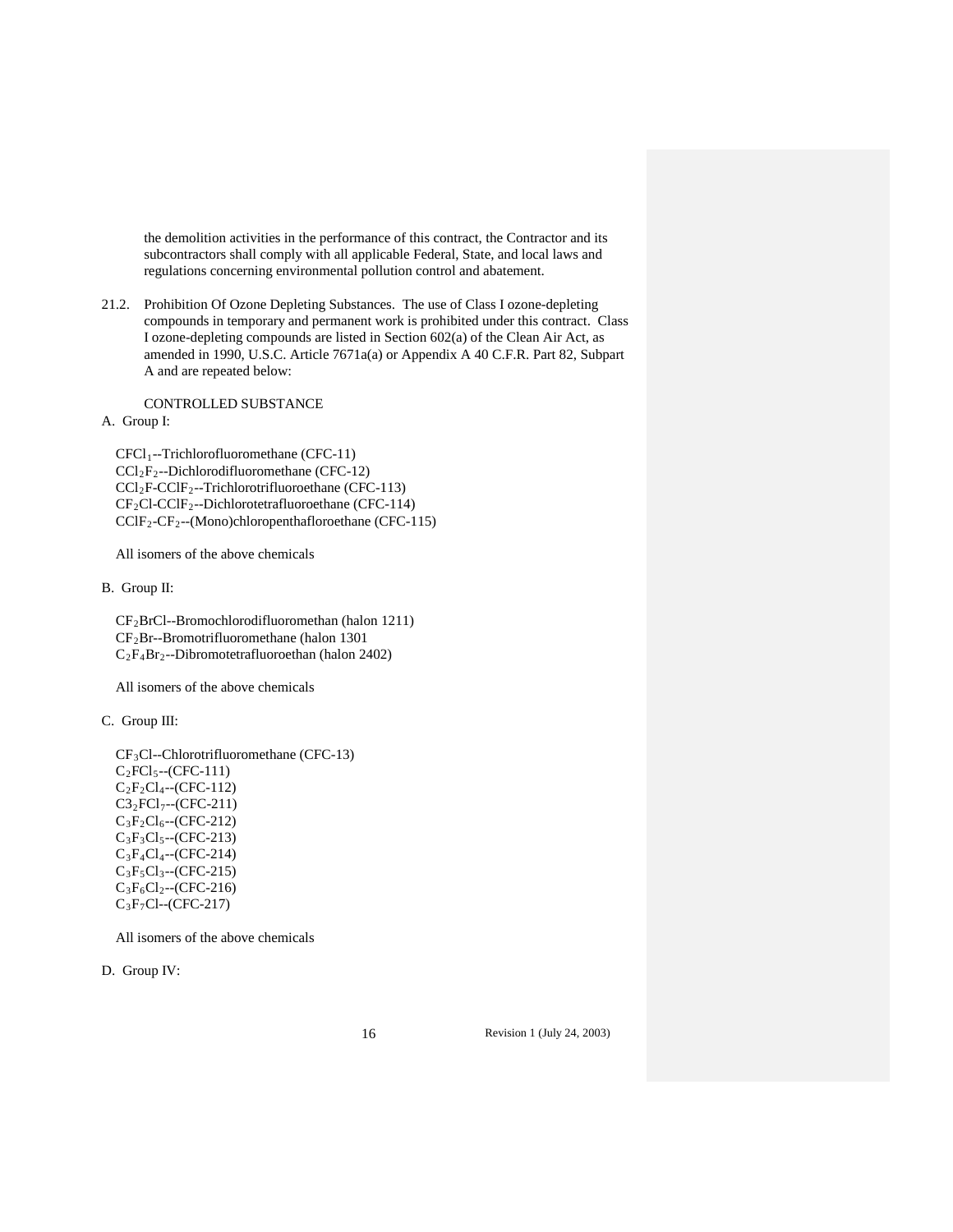the demolition activities in the performance of this contract, the Contractor and its subcontractors shall comply with all applicable Federal, State, and local laws and regulations concerning environmental pollution control and abatement.

21.2. Prohibition Of Ozone Depleting Substances. The use of Class I ozone-depleting compounds in temporary and permanent work is prohibited under this contract. Class I ozone-depleting compounds are listed in Section 602(a) of the Clean Air Act, as amended in 1990, U.S.C. Article 7671a(a) or Appendix A 40 C.F.R. Part 82, Subpart A and are repeated below:

CONTROLLED SUBSTANCE

A. Group I:

$CFCl_1$--Trichlorofluoromethane (CFC-11)
$CCl_2F_2$--Dichlorodifluoromethane (CFC-12)
$CCl_2F\text{-}CClF_2$--Trichlorotrifluoroethane (CFC-113)
$CF_2Cl\text{-}CClF_2$--Dichlorotetrafluoroethane (CFC-114)
$CClF_2\text{-}CF_2$--(Mono)chloropenthafloroethane (CFC-115)

All isomers of the above chemicals

B. Group II:

$CF_2BrCl$--Bromochlorodifluoromethan (halon 1211)
$CF_2Br$--Bromotrifluoromethane (halon 1301
$C_2F_4Br_2$--Dibromotetrafluoroethan (halon 2402)

All isomers of the above chemicals

C. Group III:

$CF_3Cl$--Chlorotrifluoromethane (CFC-13)
$C_2FCl_5$--(CFC-111)
$C_2F_2Cl_4$--(CFC-112)
$C3_2FCl_7$--(CFC-211)
$C_3F_2Cl_6$--(CFC-212)
$C_3F_3Cl_5$--(CFC-213)
$C_3F_4Cl_4$--(CFC-214)
$C_3F_5Cl_3$--(CFC-215)
$C_3F_6Cl_2$--(CFC-216)
$C_3F_7Cl$--(CFC-217)

All isomers of the above chemicals

D. Group IV: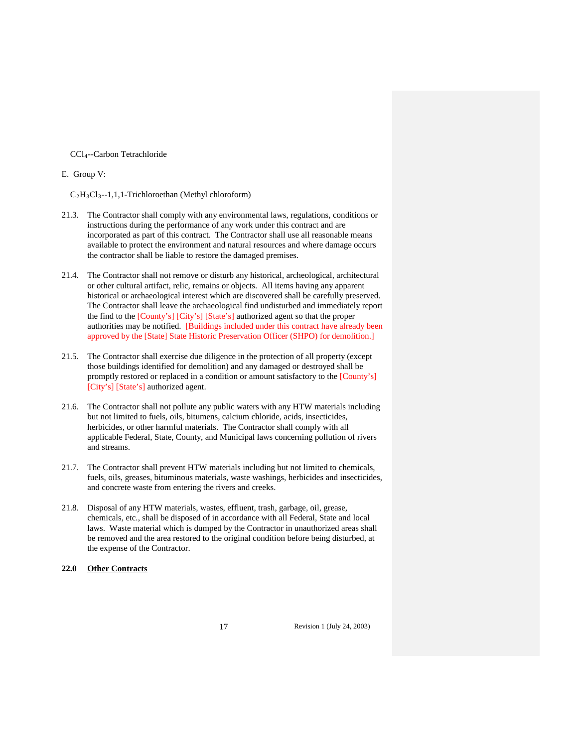$CCl_4$--Carbon Tetrachloride

E. Group V:

$C_2H_3Cl_3$--1,1,1-Trichloroethan (Methyl chloroform)

21.3. The Contractor shall comply with any environmental laws, regulations, conditions or instructions during the performance of any work under this contract and are incorporated as part of this contract. The Contractor shall use all reasonable means available to protect the environment and natural resources and where damage occurs the contractor shall be liable to restore the damaged premises.

21.4. The Contractor shall not remove or disturb any historical, archeological, architectural or other cultural artifact, relic, remains or objects. All items having any apparent historical or archaeological interest which are discovered shall be carefully preserved. The Contractor shall leave the archaeological find undisturbed and immediately report the find to the [County's] [City's] [State's] authorized agent so that the proper authorities may be notified. [Buildings included under this contract have already been approved by the [State] State Historic Preservation Officer (SHPO) for demolition.]

21.5. The Contractor shall exercise due diligence in the protection of all property (except those buildings identified for demolition) and any damaged or destroyed shall be promptly restored or replaced in a condition or amount satisfactory to the [County's] [City's] [State's] authorized agent.

21.6. The Contractor shall not pollute any public waters with any HTW materials including but not limited to fuels, oils, bitumens, calcium chloride, acids, insecticides, herbicides, or other harmful materials. The Contractor shall comply with all applicable Federal, State, County, and Municipal laws concerning pollution of rivers and streams.

21.7. The Contractor shall prevent HTW materials including but not limited to chemicals, fuels, oils, greases, bituminous materials, waste washings, herbicides and insecticides, and concrete waste from entering the rivers and creeks.

21.8. Disposal of any HTW materials, wastes, effluent, trash, garbage, oil, grease, chemicals, etc., shall be disposed of in accordance with all Federal, State and local laws. Waste material which is dumped by the Contractor in unauthorized areas shall be removed and the area restored to the original condition before being disturbed, at the expense of the Contractor.

## 22.0 Other Contracts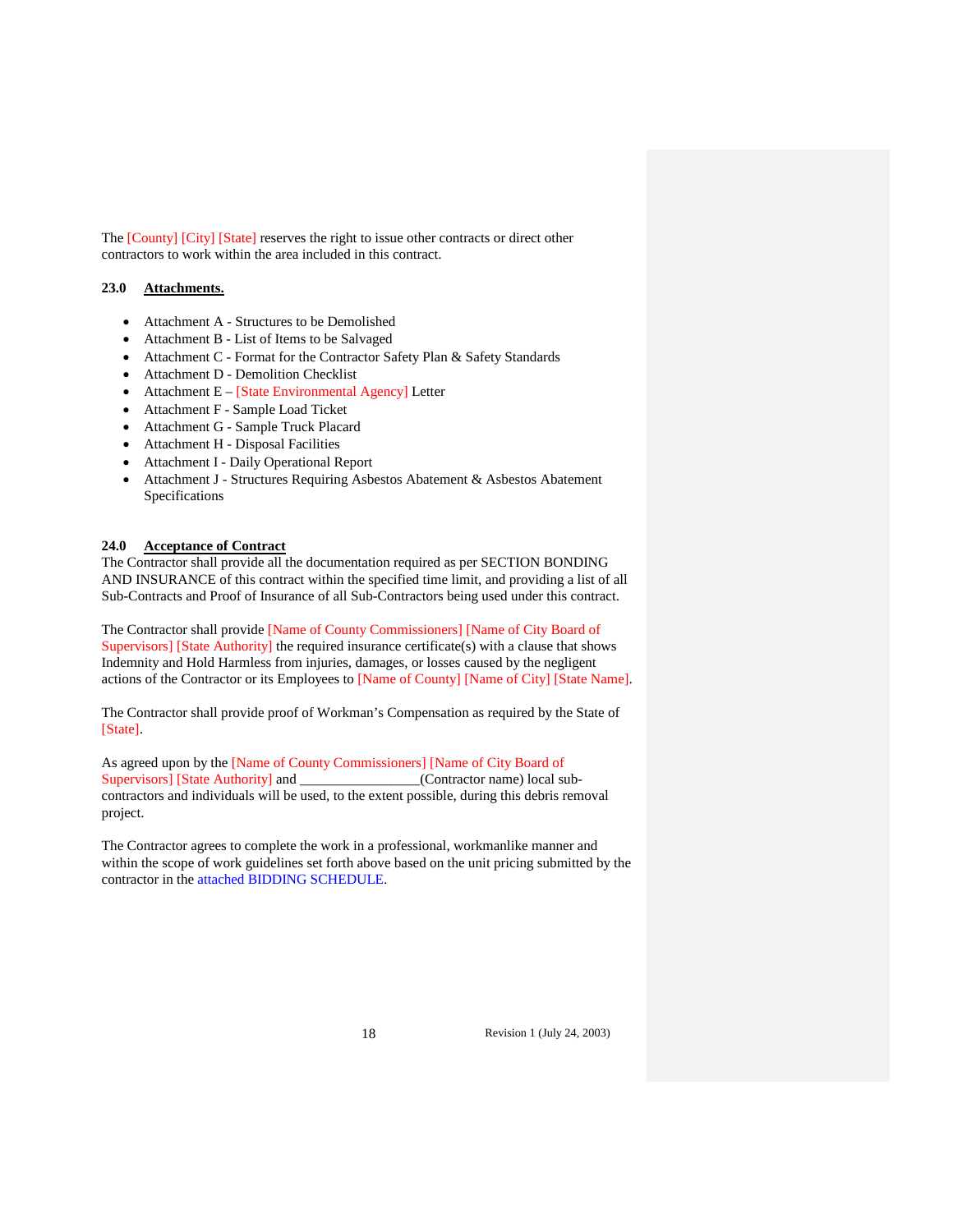The [County] [City] [State] reserves the right to issue other contracts or direct other contractors to work within the area included in this contract.

### 23.0 Attachments.

- Attachment A - Structures to be Demolished
- Attachment B - List of Items to be Salvaged
- Attachment C - Format for the Contractor Safety Plan & Safety Standards
- Attachment D - Demolition Checklist
- Attachment E – [State Environmental Agency] Letter
- Attachment F - Sample Load Ticket
- Attachment G - Sample Truck Placard
- Attachment H - Disposal Facilities
- Attachment I - Daily Operational Report
- Attachment J - Structures Requiring Asbestos Abatement & Asbestos Abatement Specifications

### 24.0 Acceptance of Contract

The Contractor shall provide all the documentation required as per SECTION BONDING AND INSURANCE of this contract within the specified time limit, and providing a list of all Sub-Contracts and Proof of Insurance of all Sub-Contractors being used under this contract.

The Contractor shall provide [Name of County Commissioners] [Name of City Board of Supervisors] [State Authority] the required insurance certificate(s) with a clause that shows Indemnity and Hold Harmless from injuries, damages, or losses caused by the negligent actions of the Contractor or its Employees to [Name of County] [Name of City] [State Name].

The Contractor shall provide proof of Workman's Compensation as required by the State of [State].

As agreed upon by the [Name of County Commissioners] [Name of City Board of Supervisors] [State Authority] and _________________(Contractor name) local sub-contractors and individuals will be used, to the extent possible, during this debris removal project.

The Contractor agrees to complete the work in a professional, workmanlike manner and within the scope of work guidelines set forth above based on the unit pricing submitted by the contractor in the attached BIDDING SCHEDULE.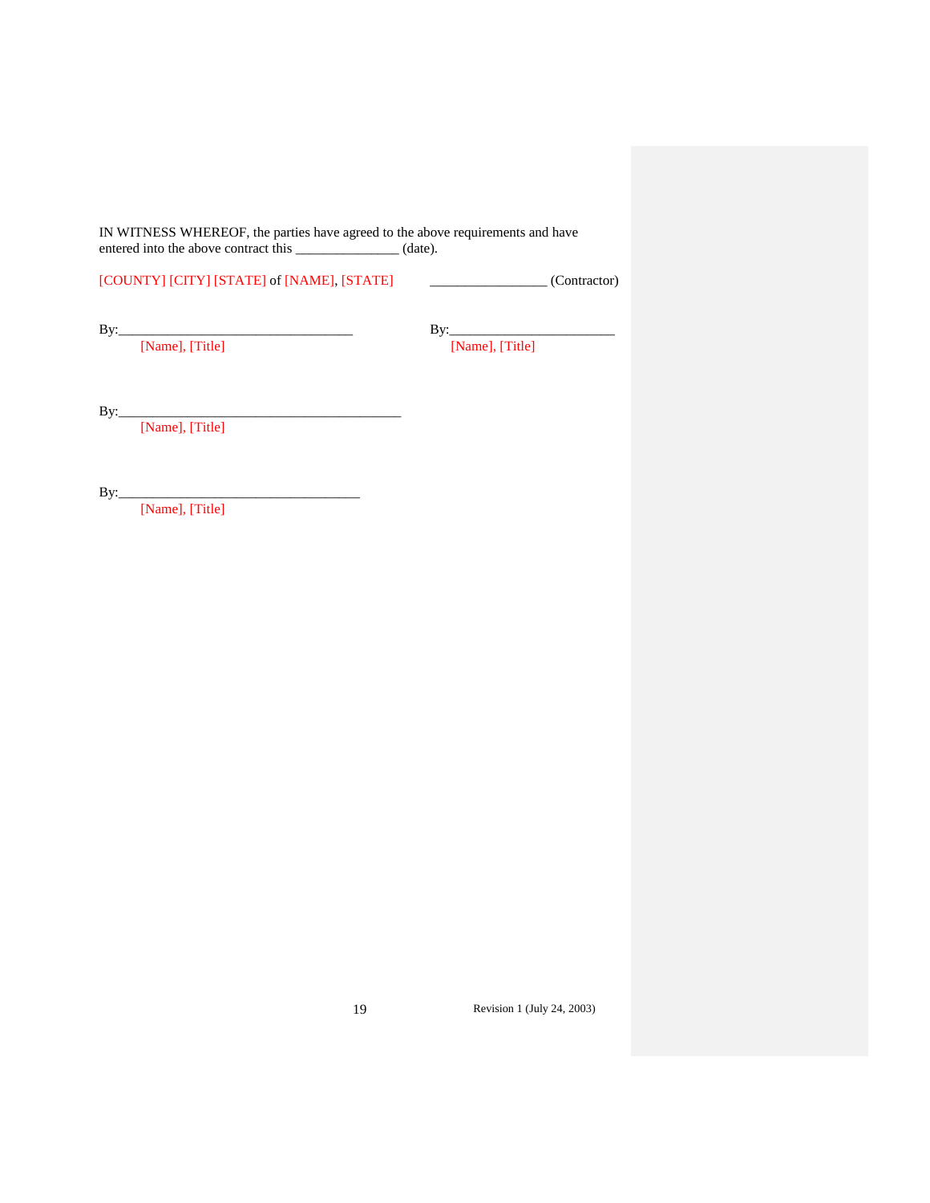IN WITNESS WHEREOF, the parties have agreed to the above requirements and have entered into the above contract this _______________ (date).

[COUNTY] [CITY] [STATE] of [NAME], [STATE]

By:__________________________________
[Name], [Title]

By:__________________________________________
[Name], [Title]

By:___________________________________
[Name], [Title]

_________________ (Contractor)

By:________________________
[Name], [Title]

Revision 1 (July 24, 2003)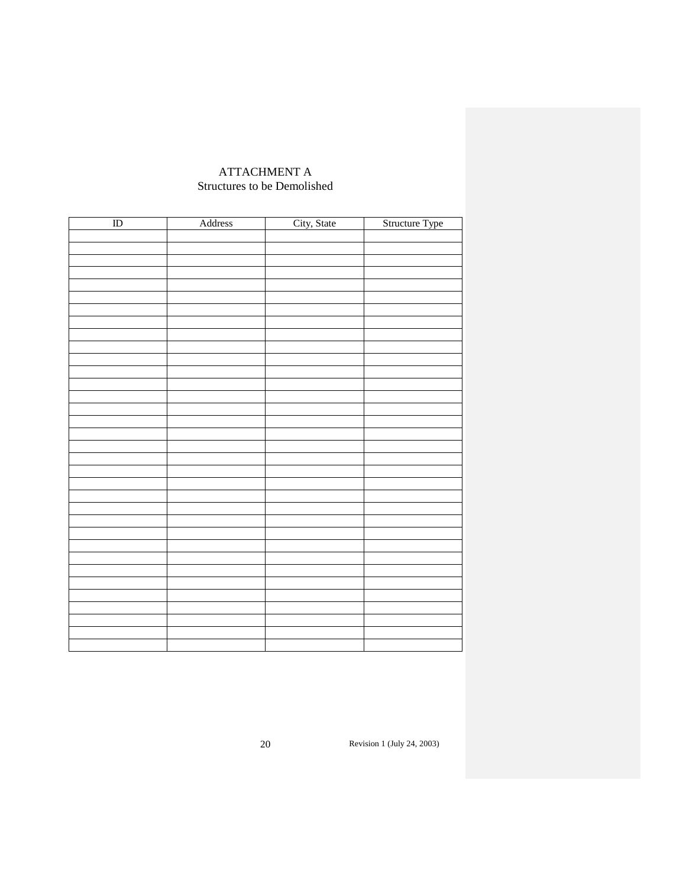# ATTACHMENT A
## Structures to be Demolished

| ID | Address | City, State | Structure Type |
|---|---|---|---|
| | | | |
| | | | |
| | | | |
| | | | |
| | | | |
| | | | |
| | | | |
| | | | |
| | | | |
| | | | |
| | | | |
| | | | |
| | | | |
| | | | |
| | | | |
| | | | |
| | | | |
| | | | |
| | | | |
| | | | |
| | | | |
| | | | |
| | | | |
| | | | |
| | | | |
| | | | |
| | | | |
| | | | |
| | | | |
| | | | |
| | | | |
| | | | |
| | | | |
| | | | |

Revision 1 (July 24, 2003)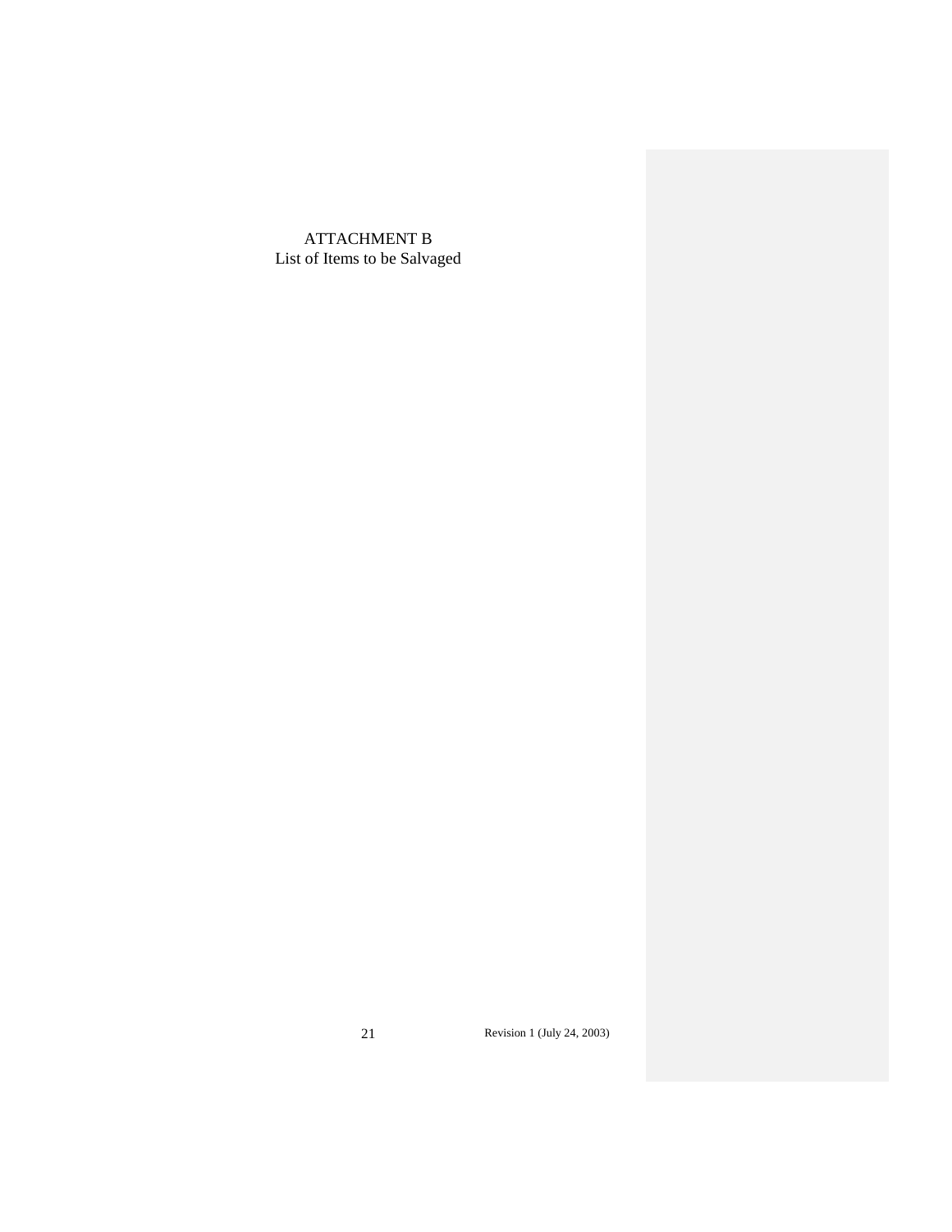# ATTACHMENT B

## List of Items to be Salvaged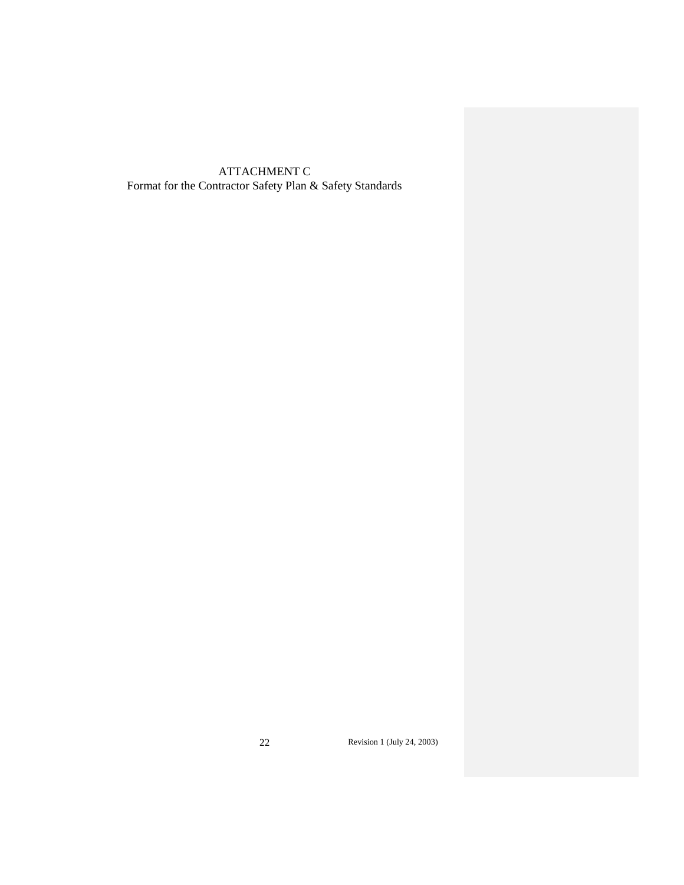# ATTACHMENT C

## Format for the Contractor Safety Plan & Safety Standards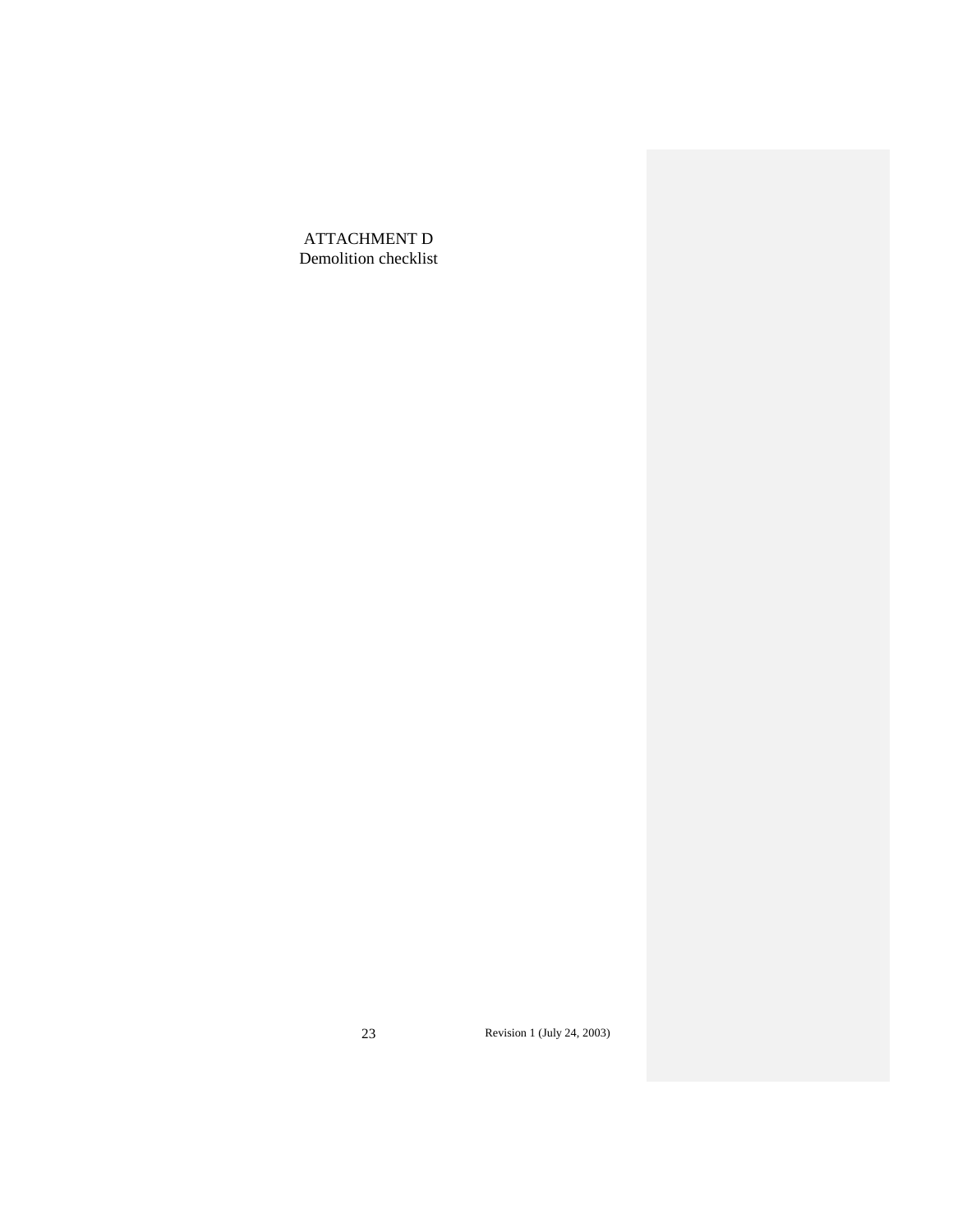# ATTACHMENT D
Demolition checklist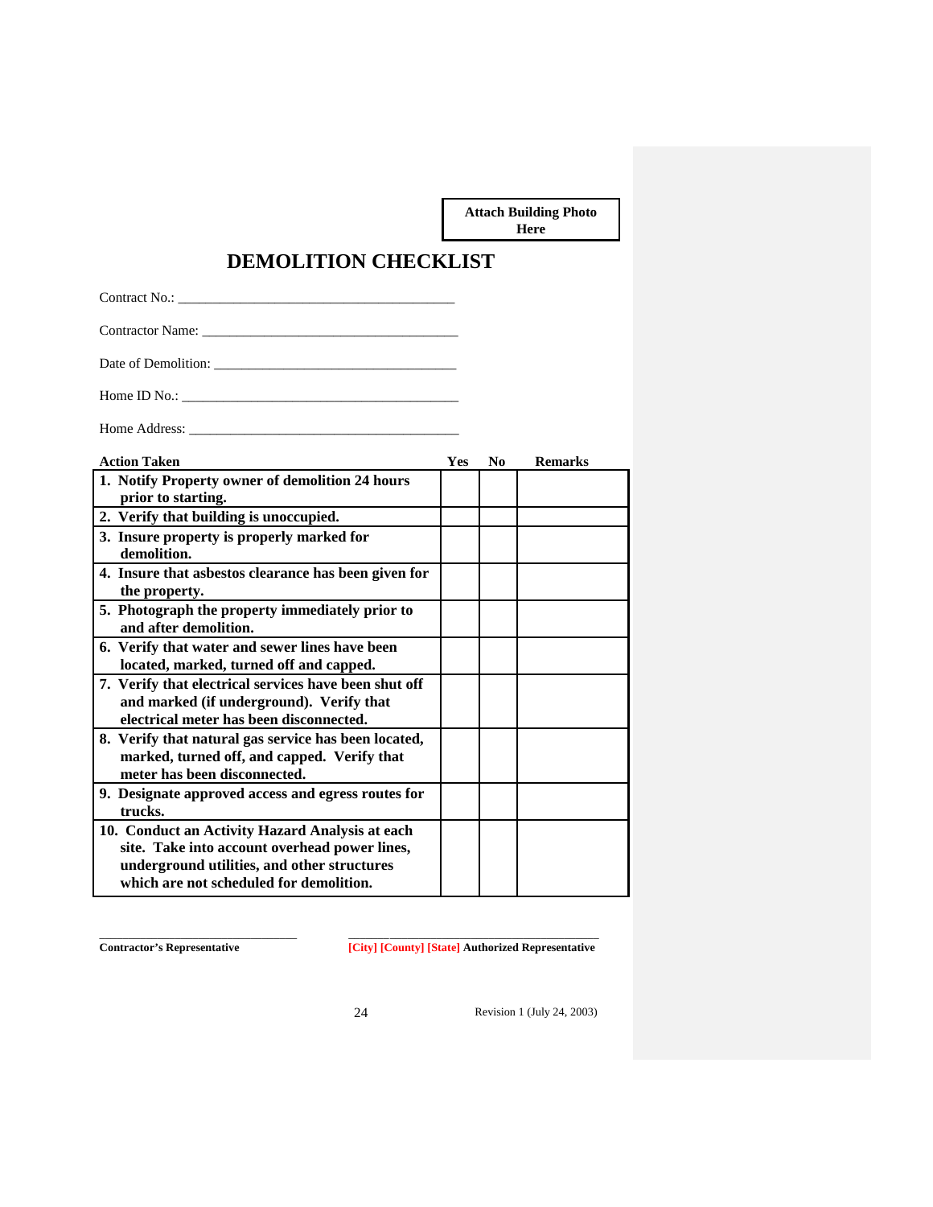**Attach Building Photo Here**

# DEMOLITION CHECKLIST

Contract No.: ________________________________________

Contractor Name: ____________________________________

Date of Demolition: ___________________________________

Home ID No.: ________________________________________

Home Address: _______________________________________

| Action Taken | Yes | No | Remarks |
|---|---|---|---|
| **1. Notify Property owner of demolition 24 hours prior to starting.** | | | |
| **2. Verify that building is unoccupied.** | | | |
| **3. Insure property is properly marked for demolition.** | | | |
| **4. Insure that asbestos clearance has been given for the property.** | | | |
| **5. Photograph the property immediately prior to and after demolition.** | | | |
| **6. Verify that water and sewer lines have been located, marked, turned off and capped.** | | | |
| **7. Verify that electrical services have been shut off and marked (if underground). Verify that electrical meter has been disconnected.** | | | |
| **8. Verify that natural gas service has been located, marked, turned off, and capped. Verify that meter has been disconnected.** | | | |
| **9. Designate approved access and egress routes for trucks.** | | | |
| **10. Conduct an Activity Hazard Analysis at each site. Take into account overhead power lines, underground utilities, and other structures which are not scheduled for demolition.** | | | |

______________________________ &nbsp;&nbsp;&nbsp;&nbsp; ______________________________________

**Contractor's Representative** &nbsp;&nbsp;&nbsp;&nbsp; **[City] [County] [State] Authorized Representative**

Revision 1 (July 24, 2003)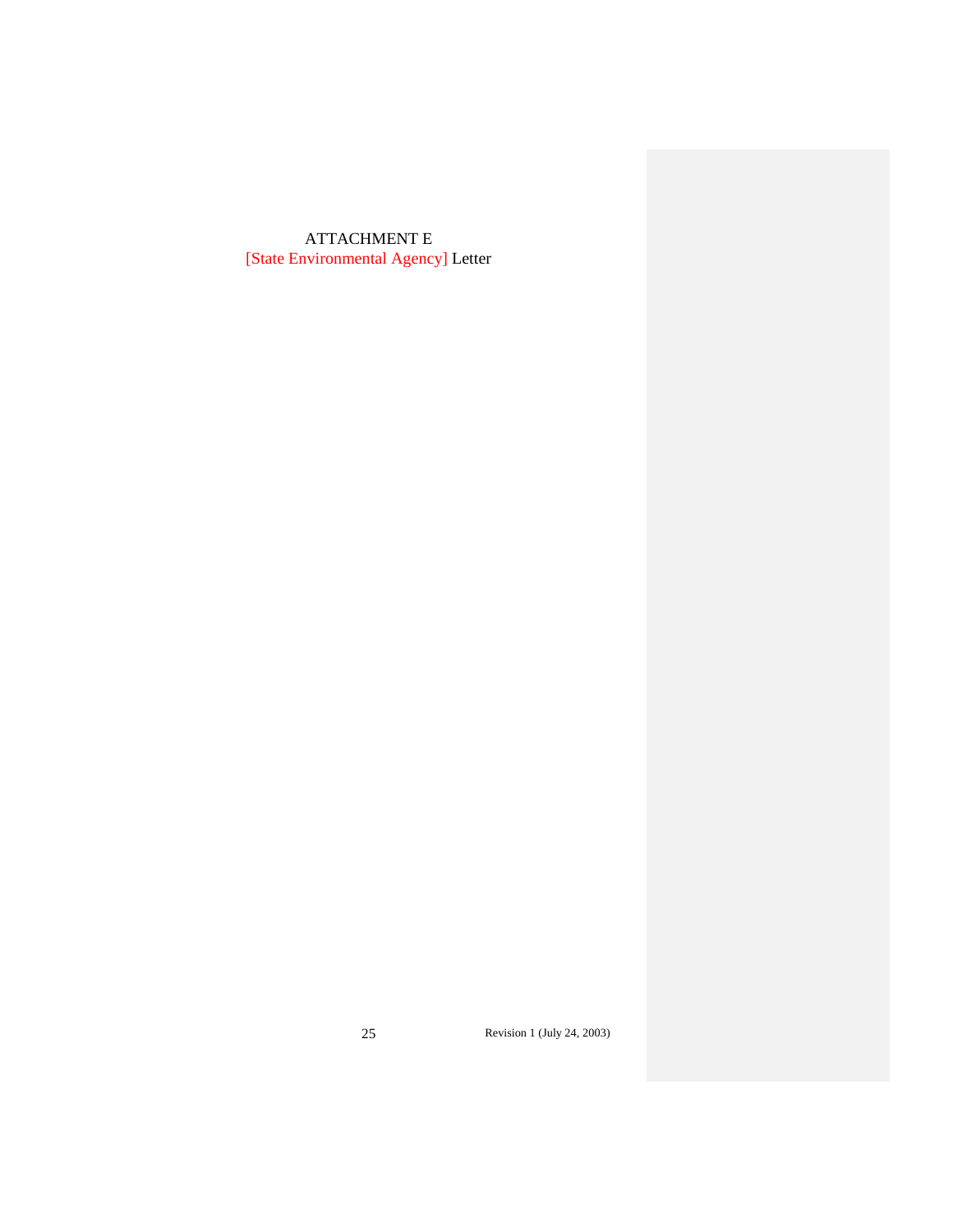# ATTACHMENT E
## [State Environmental Agency] Letter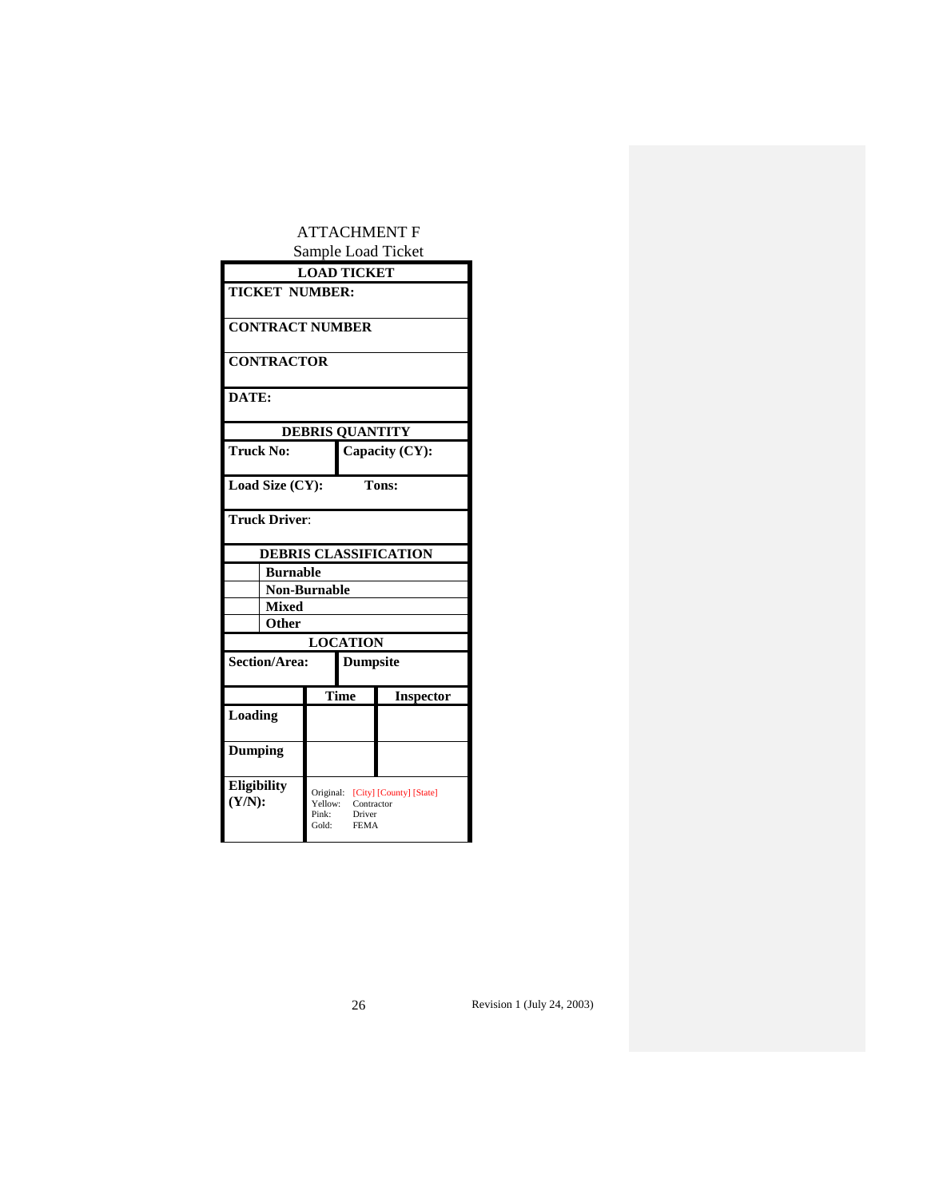ATTACHMENT F

Sample Load Ticket

| LOAD TICKET | | |
|---|---|---|
| **TICKET NUMBER:** | | |
| **CONTRACT NUMBER** | | |
| **CONTRACTOR** | | |
| **DATE:** | | |
| **DEBRIS QUANTITY** | | |
| **Truck No:** | **Capacity (CY):** | |
| **Load Size (CY):** | **Tons:** | |
| **Truck Driver**: | | |
| **DEBRIS CLASSIFICATION** | | |
| | **Burnable** | |
| | **Non-Burnable** | |
| | **Mixed** | |
| | **Other** | |
| **LOCATION** | | |
| **Section/Area:** | **Dumpsite** | |
| | **Time** | **Inspector** |
| **Loading** | | |
| **Dumping** | | |
| **Eligibility (Y/N):** | Original: [City] [County] [State]<br>Yellow: Contractor<br>Pink: Driver<br>Gold: FEMA | |

Revision 1 (July 24, 2003)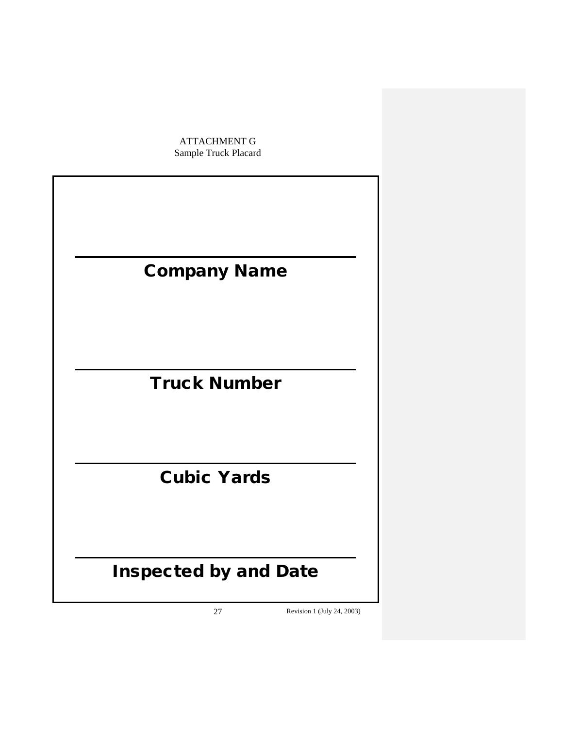ATTACHMENT G
Sample Truck Placard

---

**Company Name**

---

**Truck Number**

---

**Cubic Yards**

---

**Inspected by and Date**

Revision 1 (July 24, 2003)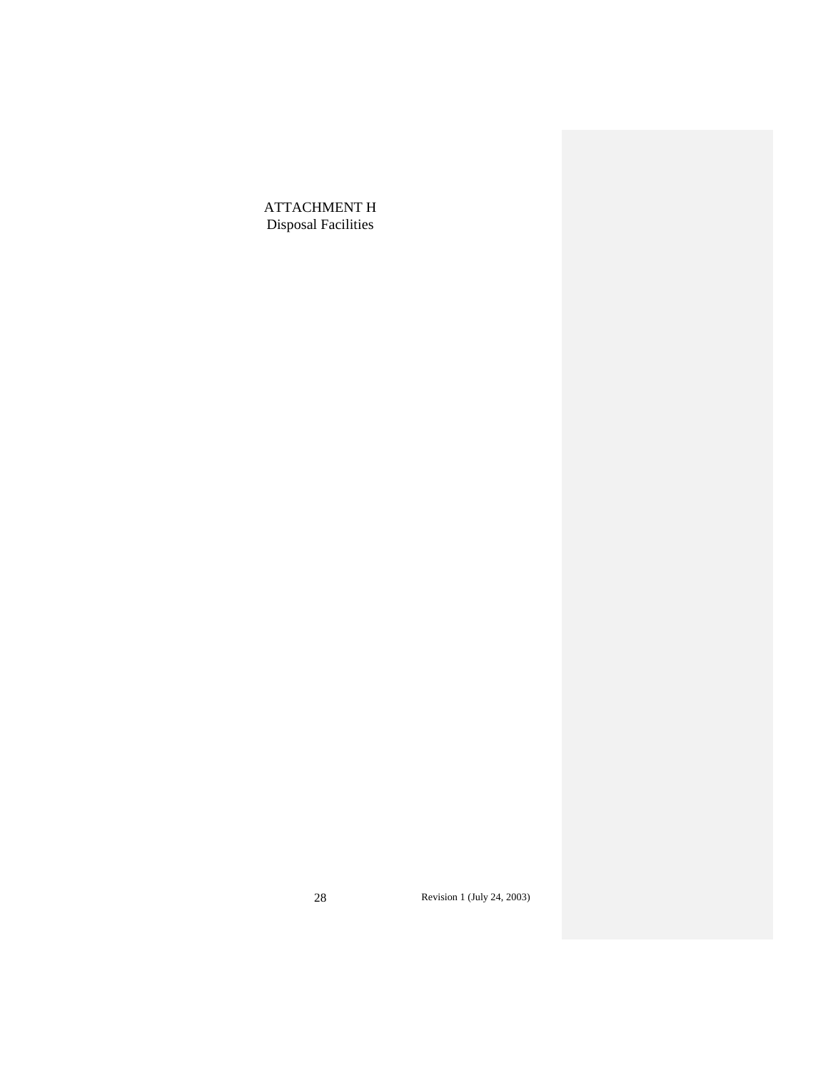# ATTACHMENT H
## Disposal Facilities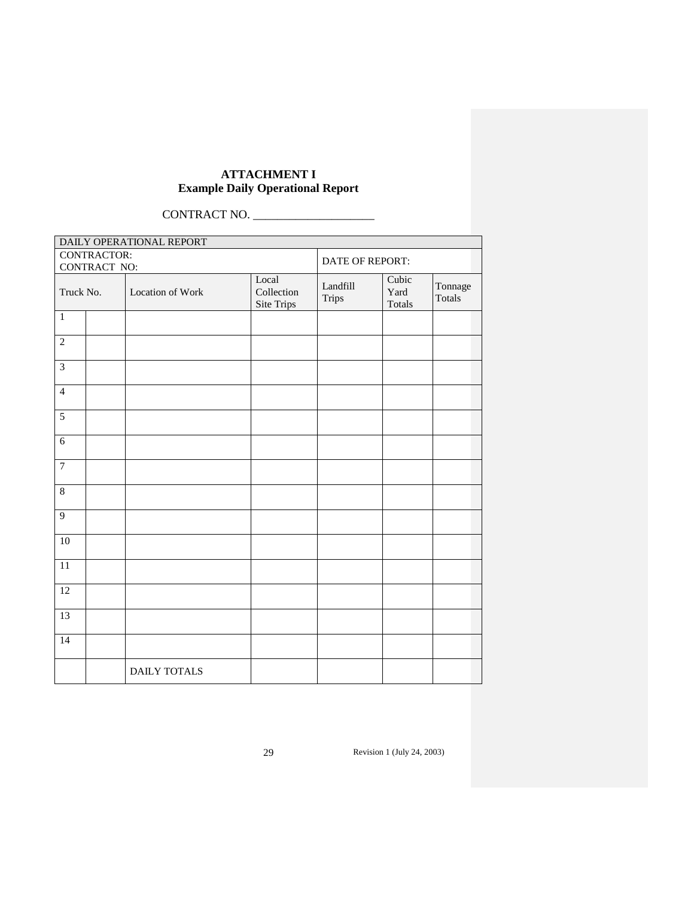**ATTACHMENT I**
**Example Daily Operational Report**

CONTRACT NO. ____________________

| DAILY OPERATIONAL REPORT | | | | | | |
|---|---|---|---|---|---|---|
| CONTRACTOR:<br>CONTRACT NO: | | | | DATE OF REPORT: | | |
| Truck No. | | Location of Work | Local Collection Site Trips | Landfill Trips | Cubic Yard Totals | Tonnage Totals |
| 1 | | | | | | |
| 2 | | | | | | |
| 3 | | | | | | |
| 4 | | | | | | |
| 5 | | | | | | |
| 6 | | | | | | |
| 7 | | | | | | |
| 8 | | | | | | |
| 9 | | | | | | |
| 10 | | | | | | |
| 11 | | | | | | |
| 12 | | | | | | |
| 13 | | | | | | |
| 14 | | | | | | |
| | | DAILY TOTALS | | | | |

Revision 1 (July 24, 2003)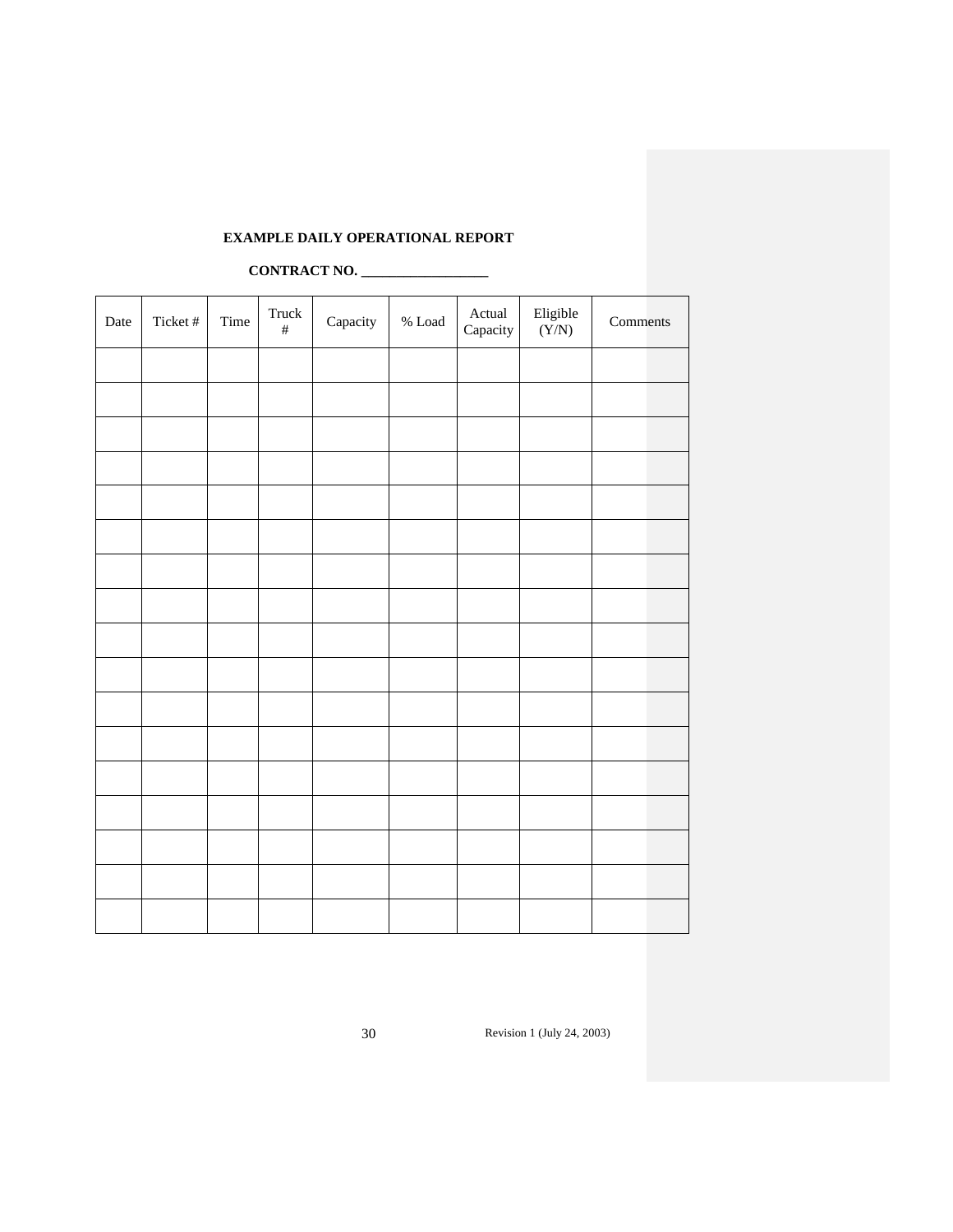**EXAMPLE DAILY OPERATIONAL REPORT**

**CONTRACT NO. __________________**

| Date | Ticket # | Time | Truck # | Capacity | % Load | Actual Capacity | Eligible (Y/N) | Comments |
|---|---|---|---|---|---|---|---|---|
| | | | | | | | | |
| | | | | | | | | |
| | | | | | | | | |
| | | | | | | | | |
| | | | | | | | | |
| | | | | | | | | |
| | | | | | | | | |
| | | | | | | | | |
| | | | | | | | | |
| | | | | | | | | |
| | | | | | | | | |
| | | | | | | | | |
| | | | | | | | | |
| | | | | | | | | |
| | | | | | | | | |
| | | | | | | | | |
| | | | | | | | | |

Revision 1 (July 24, 2003)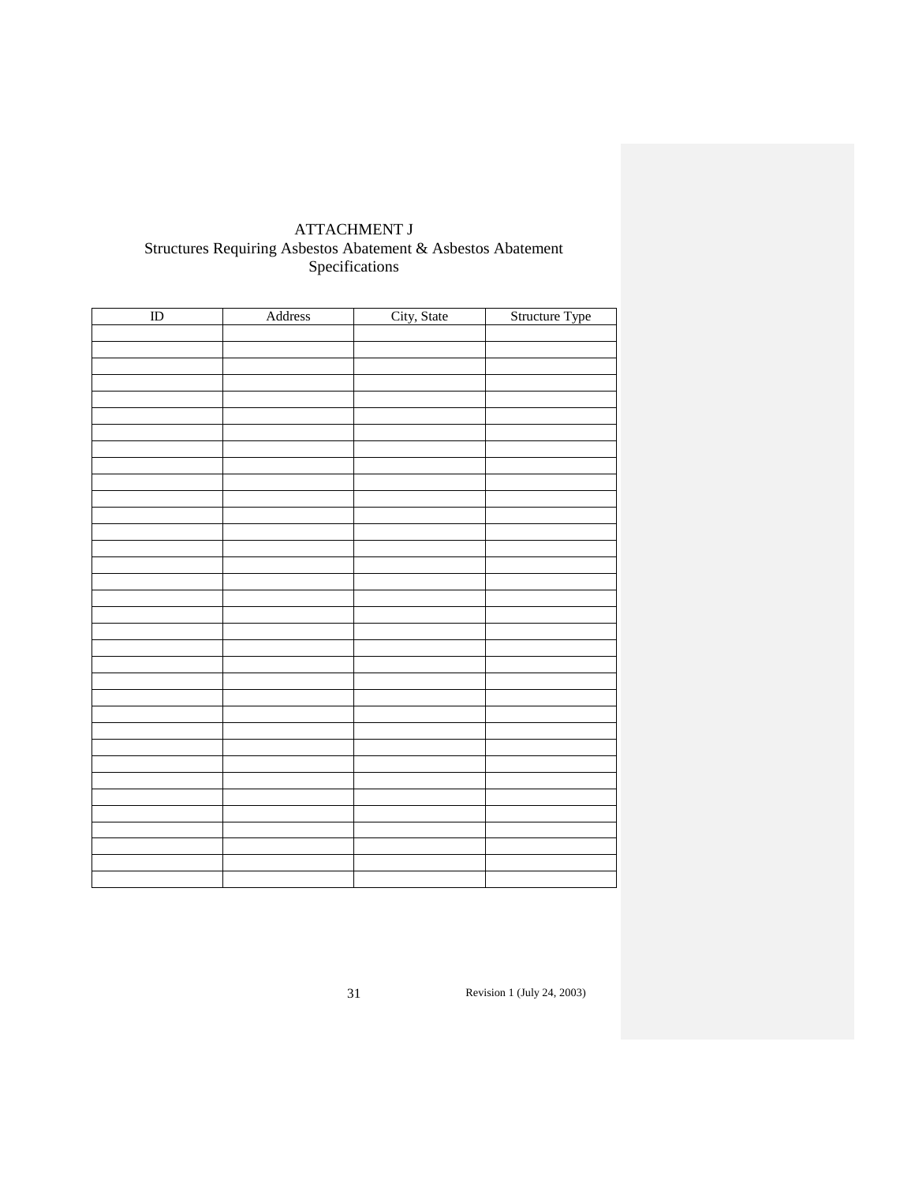# ATTACHMENT J
## Structures Requiring Asbestos Abatement & Asbestos Abatement Specifications

| ID | Address | City, State | Structure Type |
|---|---|---|---|
| | | | |
| | | | |
| | | | |
| | | | |
| | | | |
| | | | |
| | | | |
| | | | |
| | | | |
| | | | |
| | | | |
| | | | |
| | | | |
| | | | |
| | | | |
| | | | |
| | | | |
| | | | |
| | | | |
| | | | |
| | | | |
| | | | |
| | | | |
| | | | |
| | | | |
| | | | |
| | | | |
| | | | |
| | | | |
| | | | |
| | | | |
| | | | |
| | | | |
| | | | |

Revision 1 (July 24, 2003)